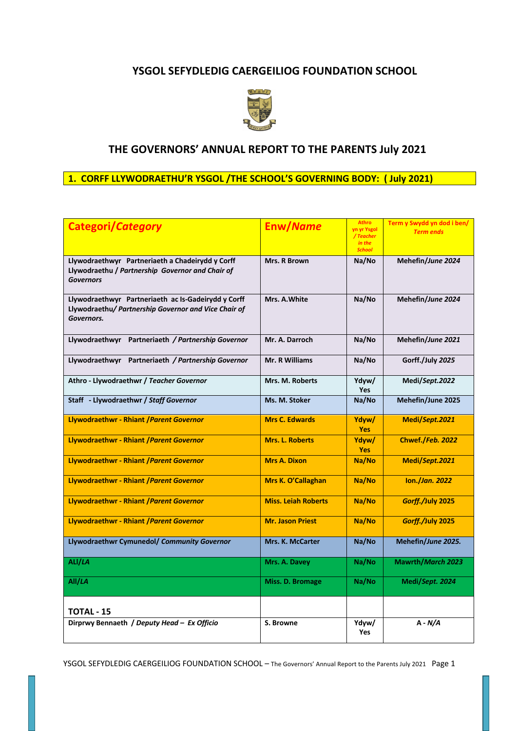# YSGOL SEFYDLEDIG CAERGEILIOG FOUNDATION SCHOOL

## THE GOVERNORS' ANNUAL REPORT TO THE PARENTS July 2021

### 1. CORFF LLYWODRAETHU'R YSGOL /THE SCHOOL'S GOVERNING BODY: ( July 2021)

| Categori/*Category* | Enw/*Name* | Athro yn yr Ysgol / *Teacher in the School* | Term y Swydd yn dod i ben/ *Term ends* |
|---|---|---|---|
| Llywodraethwyr Partneriaeth a Chadeirydd y Corff Llywodraethu / *Partnership Governor and Chair of Governors* | Mrs. R Brown | Na/No | Mehefin/*June 2024* |
| Llywodraethwyr Partneriaeth ac Is-Gadeirydd y Corff Llywodraethu/ *Partnership Governor and Vice Chair of Governors.* | Mrs. A.White | Na/No | Mehefin/*June 2024* |
| Llywodraethwyr Partneriaeth / *Partnership Governor* | Mr. A. Darroch | Na/No | Mehefin/*June 2021* |
| Llywodraethwyr Partneriaeth / *Partnership Governor* | Mr. R Williams | Na/No | Gorff./*July 2025* |
| Athro - Llywodraethwr / *Teacher Governor* | Mrs. M. Roberts | Ydyw/ Yes | Medi/*Sept.2022* |
| Staff - Llywodraethwr / *Staff Governor* | Ms. M. Stoker | Na/No | Mehefin/June 2025 |
| Llywodraethwr - Rhiant /*Parent Governor* | Mrs C. Edwards | Ydyw/ Yes | Medi/*Sept.2021* |
| Llywodraethwr - Rhiant /*Parent Governor* | Mrs. L. Roberts | Ydyw/ Yes | Chwef./*Feb. 2022* |
| Llywodraethwr - Rhiant /*Parent Governor* | Mrs A. Dixon | Na/No | Medi/*Sept.2021* |
| Llywodraethwr - Rhiant /*Parent Governor* | Mrs K. O'Callaghan | Na/No | Ion./*Jan. 2022* |
| Llywodraethwr - Rhiant /*Parent Governor* | Miss. Leiah Roberts | Na/No | *Gorff.*/July 2025 |
| Llywodraethwr - Rhiant /*Parent Governor* | Mr. Jason Priest | Na/No | *Gorff.*/July 2025 |
| Llywodraethwr Cymunedol/ *Community Governor* | Mrs. K. McCarter | Na/No | Mehefin/*June 2025.* |
| ALl/*LA* | Mrs. A. Davey | Na/No | Mawrth/*March 2023* |
| All/*LA* | Miss. D. Bromage | Na/No | Medi/*Sept. 2024* |
| **TOTAL - 15** | | | |
| Dirprwy Bennaeth / *Deputy Head – Ex Officio* | S. Browne | Ydyw/ Yes | A - *N/A* |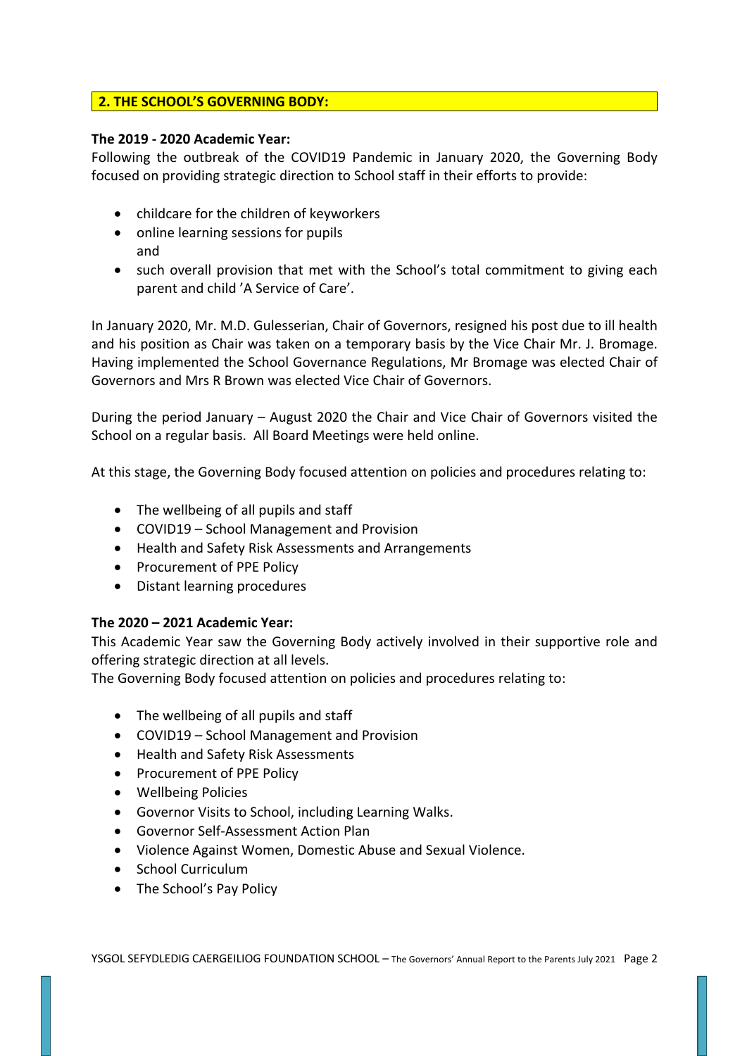## 2. THE SCHOOL'S GOVERNING BODY:

**The 2019 - 2020 Academic Year:**
Following the outbreak of the COVID19 Pandemic in January 2020, the Governing Body focused on providing strategic direction to School staff in their efforts to provide:

- childcare for the children of keyworkers
- online learning sessions for pupils
  and
- such overall provision that met with the School's total commitment to giving each parent and child 'A Service of Care'.

In January 2020, Mr. M.D. Gulesserian, Chair of Governors, resigned his post due to ill health and his position as Chair was taken on a temporary basis by the Vice Chair Mr. J. Bromage. Having implemented the School Governance Regulations, Mr Bromage was elected Chair of Governors and Mrs R Brown was elected Vice Chair of Governors.

During the period January – August 2020 the Chair and Vice Chair of Governors visited the School on a regular basis. All Board Meetings were held online.

At this stage, the Governing Body focused attention on policies and procedures relating to:

- The wellbeing of all pupils and staff
- COVID19 – School Management and Provision
- Health and Safety Risk Assessments and Arrangements
- Procurement of PPE Policy
- Distant learning procedures

**The 2020 – 2021 Academic Year:**
This Academic Year saw the Governing Body actively involved in their supportive role and offering strategic direction at all levels.
The Governing Body focused attention on policies and procedures relating to:

- The wellbeing of all pupils and staff
- COVID19 – School Management and Provision
- Health and Safety Risk Assessments
- Procurement of PPE Policy
- Wellbeing Policies
- Governor Visits to School, including Learning Walks.
- Governor Self-Assessment Action Plan
- Violence Against Women, Domestic Abuse and Sexual Violence.
- School Curriculum
- The School's Pay Policy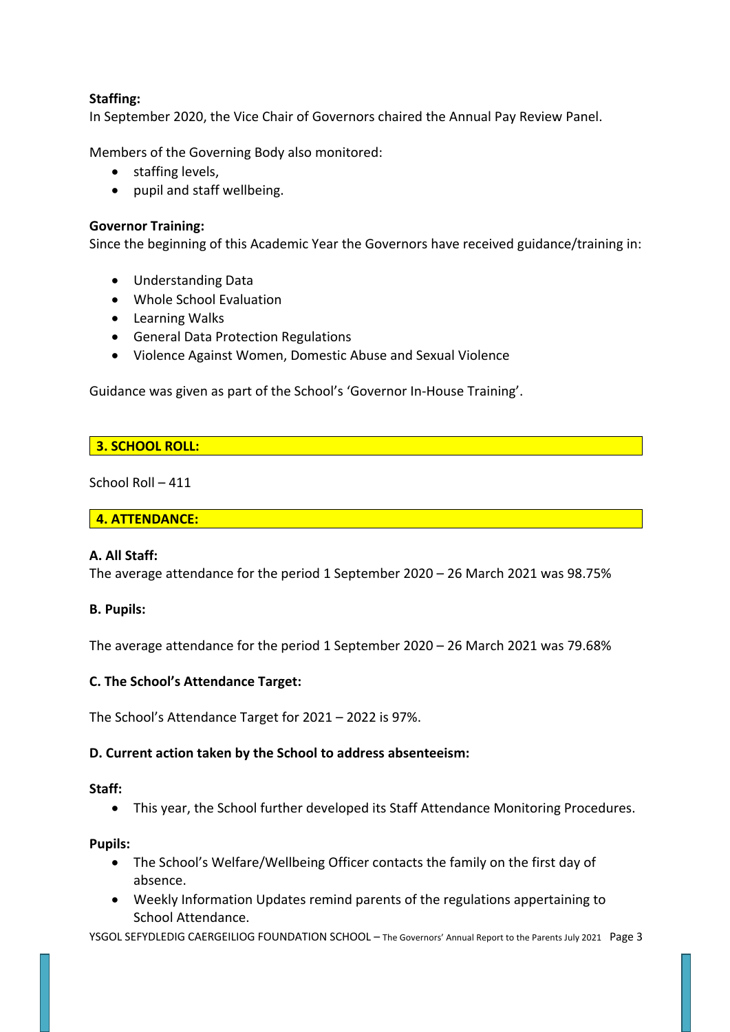**Staffing:**
In September 2020, the Vice Chair of Governors chaired the Annual Pay Review Panel.

Members of the Governing Body also monitored:

- staffing levels,
- pupil and staff wellbeing.

**Governor Training:**
Since the beginning of this Academic Year the Governors have received guidance/training in:

- Understanding Data
- Whole School Evaluation
- Learning Walks
- General Data Protection Regulations
- Violence Against Women, Domestic Abuse and Sexual Violence

Guidance was given as part of the School's 'Governor In-House Training'.

## 3. SCHOOL ROLL:

School Roll – 411

## 4. ATTENDANCE:

**A. All Staff:**
The average attendance for the period 1 September 2020 – 26 March 2021 was 98.75%

**B. Pupils:**

The average attendance for the period 1 September 2020 – 26 March 2021 was 79.68%

**C. The School's Attendance Target:**

The School's Attendance Target for 2021 – 2022 is 97%.

**D. Current action taken by the School to address absenteeism:**

**Staff:**

- This year, the School further developed its Staff Attendance Monitoring Procedures.

**Pupils:**

- The School's Welfare/Wellbeing Officer contacts the family on the first day of absence.
- Weekly Information Updates remind parents of the regulations appertaining to School Attendance.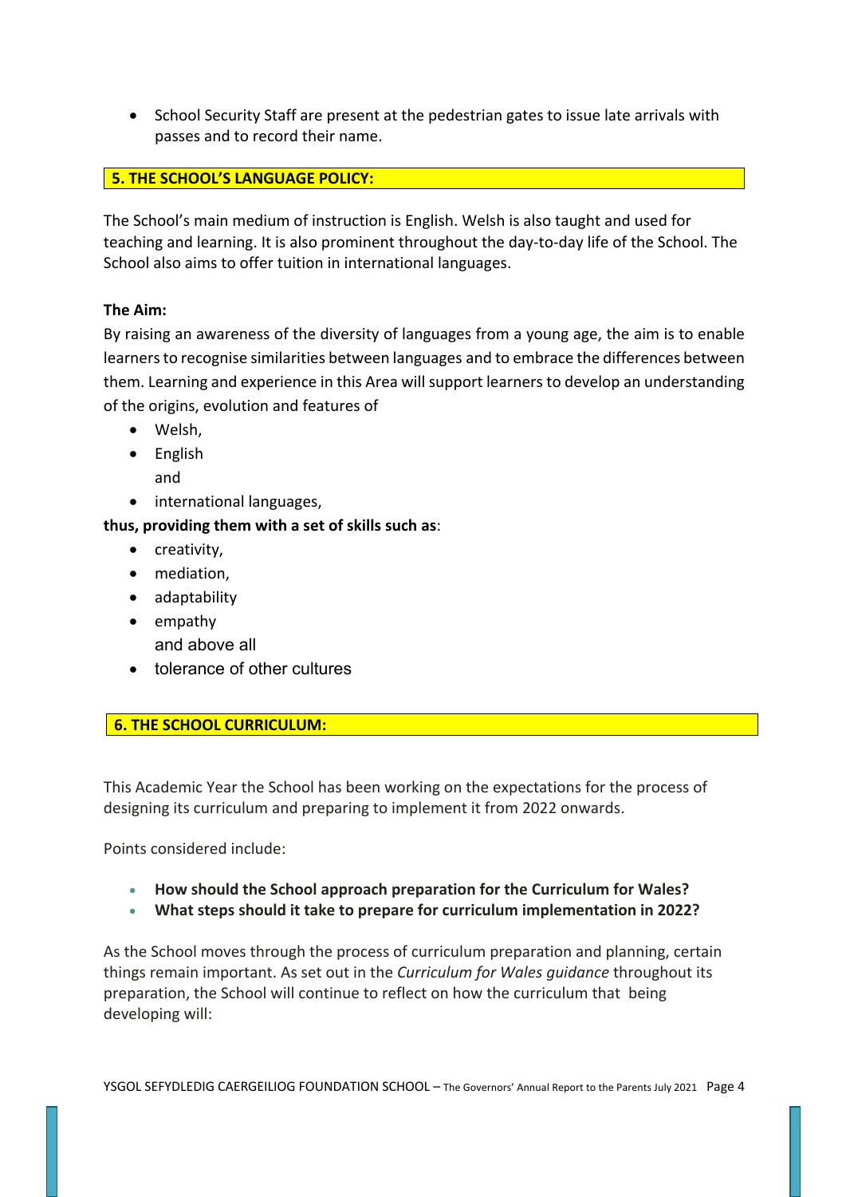- School Security Staff are present at the pedestrian gates to issue late arrivals with passes and to record their name.

## 5. THE SCHOOL'S LANGUAGE POLICY:

The School's main medium of instruction is English. Welsh is also taught and used for teaching and learning. It is also prominent throughout the day-to-day life of the School. The School also aims to offer tuition in international languages.

**The Aim:**
By raising an awareness of the diversity of languages from a young age, the aim is to enable learners to recognise similarities between languages and to embrace the differences between them. Learning and experience in this Area will support learners to develop an understanding of the origins, evolution and features of

- Welsh,
- English
  and
- international languages,

**thus, providing them with a set of skills such as**:

- creativity,
- mediation,
- adaptability
- empathy
  and above all
- tolerance of other cultures

## 6. THE SCHOOL CURRICULUM:

This Academic Year the School has been working on the expectations for the process of designing its curriculum and preparing to implement it from 2022 onwards.

Points considered include:

- **How should the School approach preparation for the Curriculum for Wales?**
- **What steps should it take to prepare for curriculum implementation in 2022?**

As the School moves through the process of curriculum preparation and planning, certain things remain important. As set out in the *Curriculum for Wales guidance* throughout its preparation, the School will continue to reflect on how the curriculum that being developing will: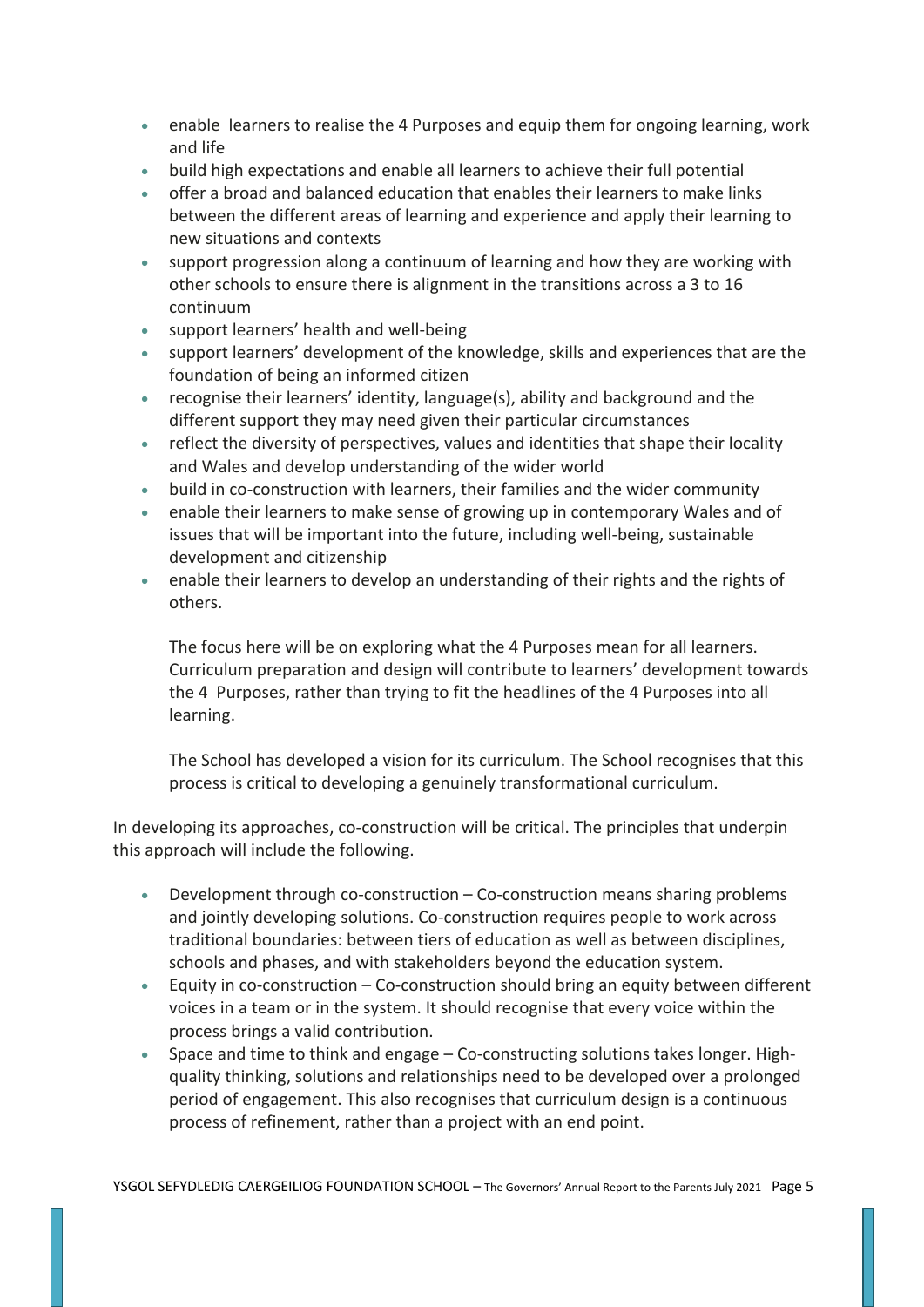- enable  learners to realise the 4 Purposes and equip them for ongoing learning, work and life
- build high expectations and enable all learners to achieve their full potential
- offer a broad and balanced education that enables their learners to make links between the different areas of learning and experience and apply their learning to new situations and contexts
- support progression along a continuum of learning and how they are working with other schools to ensure there is alignment in the transitions across a 3 to 16 continuum
- support learners' health and well-being
- support learners' development of the knowledge, skills and experiences that are the foundation of being an informed citizen
- recognise their learners' identity, language(s), ability and background and the different support they may need given their particular circumstances
- reflect the diversity of perspectives, values and identities that shape their locality and Wales and develop understanding of the wider world
- build in co-construction with learners, their families and the wider community
- enable their learners to make sense of growing up in contemporary Wales and of issues that will be important into the future, including well-being, sustainable development and citizenship
- enable their learners to develop an understanding of their rights and the rights of others.

  The focus here will be on exploring what the 4 Purposes mean for all learners. Curriculum preparation and design will contribute to learners' development towards the 4  Purposes, rather than trying to fit the headlines of the 4 Purposes into all learning.

  The School has developed a vision for its curriculum. The School recognises that this process is critical to developing a genuinely transformational curriculum.

In developing its approaches, co-construction will be critical. The principles that underpin this approach will include the following.

- Development through co-construction – Co-construction means sharing problems and jointly developing solutions. Co-construction requires people to work across traditional boundaries: between tiers of education as well as between disciplines, schools and phases, and with stakeholders beyond the education system.
- Equity in co-construction – Co-construction should bring an equity between different voices in a team or in the system. It should recognise that every voice within the process brings a valid contribution.
- Space and time to think and engage – Co-constructing solutions takes longer. High-quality thinking, solutions and relationships need to be developed over a prolonged period of engagement. This also recognises that curriculum design is a continuous process of refinement, rather than a project with an end point.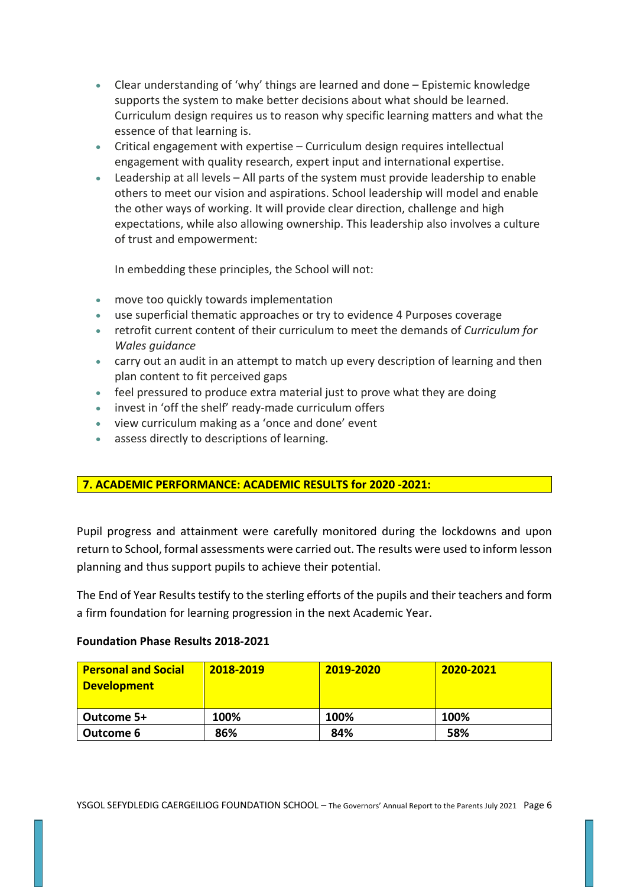- Clear understanding of 'why' things are learned and done – Epistemic knowledge supports the system to make better decisions about what should be learned. Curriculum design requires us to reason why specific learning matters and what the essence of that learning is.
- Critical engagement with expertise – Curriculum design requires intellectual engagement with quality research, expert input and international expertise.
- Leadership at all levels – All parts of the system must provide leadership to enable others to meet our vision and aspirations. School leadership will model and enable the other ways of working. It will provide clear direction, challenge and high expectations, while also allowing ownership. This leadership also involves a culture of trust and empowerment:

  In embedding these principles, the School will not:

- move too quickly towards implementation
- use superficial thematic approaches or try to evidence 4 Purposes coverage
- retrofit current content of their curriculum to meet the demands of *Curriculum for Wales guidance*
- carry out an audit in an attempt to match up every description of learning and then plan content to fit perceived gaps
- feel pressured to produce extra material just to prove what they are doing
- invest in 'off the shelf' ready-made curriculum offers
- view curriculum making as a 'once and done' event
- assess directly to descriptions of learning.

## 7. ACADEMIC PERFORMANCE: ACADEMIC RESULTS for 2020 -2021:

Pupil progress and attainment were carefully monitored during the lockdowns and upon return to School, formal assessments were carried out. The results were used to inform lesson planning and thus support pupils to achieve their potential.

The End of Year Results testify to the sterling efforts of the pupils and their teachers and form a firm foundation for learning progression in the next Academic Year.

**Foundation Phase Results 2018-2021**

| Personal and Social Development | 2018-2019 | 2019-2020 | 2020-2021 |
|---|---|---|---|
| Outcome 5+ | 100% | 100% | 100% |
| Outcome 6 | 86% | 84% | 58% |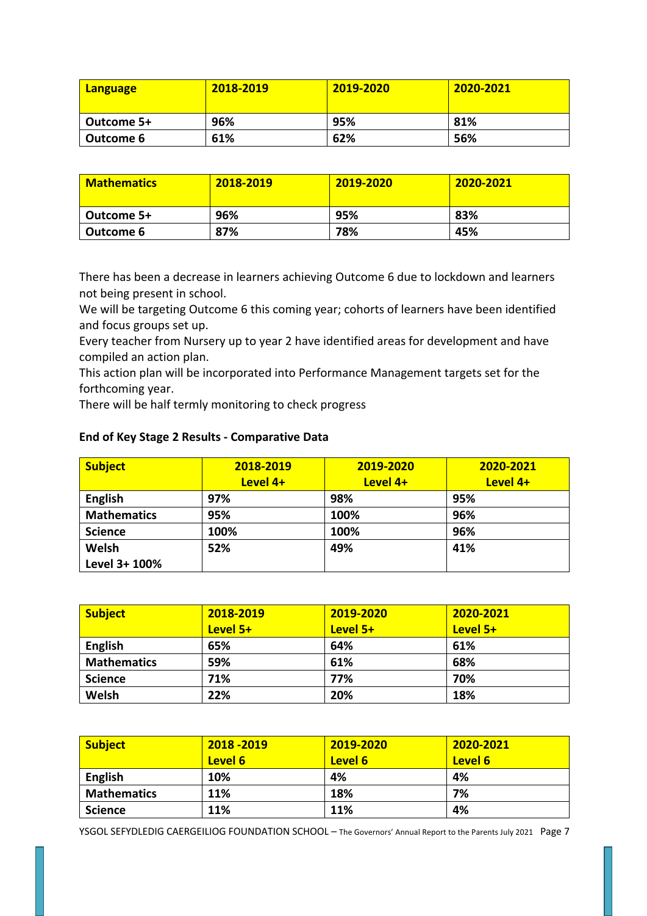| Language | 2018-2019 | 2019-2020 | 2020-2021 |
|---|---|---|---|
| Outcome 5+ | 96% | 95% | 81% |
| Outcome 6 | 61% | 62% | 56% |

| Mathematics | 2018-2019 | 2019-2020 | 2020-2021 |
|---|---|---|---|
| Outcome 5+ | 96% | 95% | 83% |
| Outcome 6 | 87% | 78% | 45% |

There has been a decrease in learners achieving Outcome 6 due to lockdown and learners not being present in school.
We will be targeting Outcome 6 this coming year; cohorts of learners have been identified and focus groups set up.
Every teacher from Nursery up to year 2 have identified areas for development and have compiled an action plan.
This action plan will be incorporated into Performance Management targets set for the forthcoming year.
There will be half termly monitoring to check progress

**End of Key Stage 2 Results - Comparative Data**

| Subject | 2018-2019 Level 4+ | 2019-2020 Level 4+ | 2020-2021 Level 4+ |
|---|---|---|---|
| English | 97% | 98% | 95% |
| Mathematics | 95% | 100% | 96% |
| Science | 100% | 100% | 96% |
| Welsh Level 3+ 100% | 52% | 49% | 41% |

| Subject | 2018-2019 Level 5+ | 2019-2020 Level 5+ | 2020-2021 Level 5+ |
|---|---|---|---|
| English | 65% | 64% | 61% |
| Mathematics | 59% | 61% | 68% |
| Science | 71% | 77% | 70% |
| Welsh | 22% | 20% | 18% |

| Subject | 2018 -2019 Level 6 | 2019-2020 Level 6 | 2020-2021 Level 6 |
|---|---|---|---|
| English | 10% | 4% | 4% |
| Mathematics | 11% | 18% | 7% |
| Science | 11% | 11% | 4% |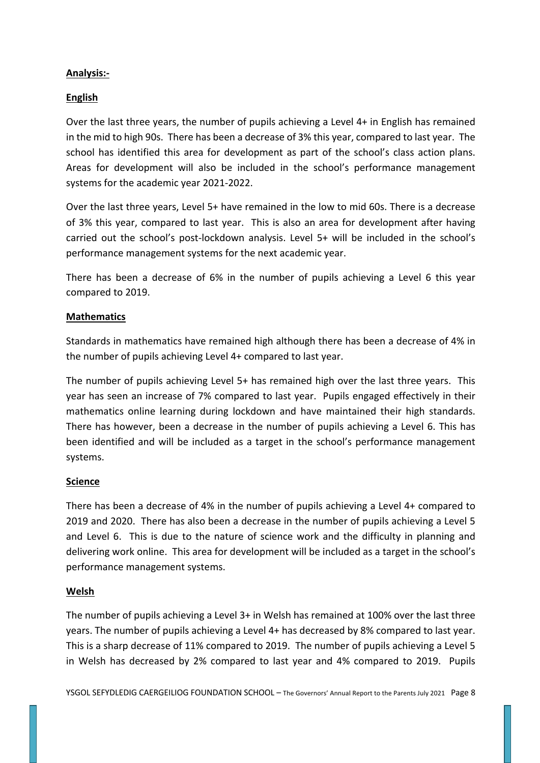**Analysis:-**

**English**

Over the last three years, the number of pupils achieving a Level 4+ in English has remained in the mid to high 90s. There has been a decrease of 3% this year, compared to last year. The school has identified this area for development as part of the school's class action plans. Areas for development will also be included in the school's performance management systems for the academic year 2021-2022.

Over the last three years, Level 5+ have remained in the low to mid 60s. There is a decrease of 3% this year, compared to last year. This is also an area for development after having carried out the school's post-lockdown analysis. Level 5+ will be included in the school's performance management systems for the next academic year.

There has been a decrease of 6% in the number of pupils achieving a Level 6 this year compared to 2019.

**Mathematics**

Standards in mathematics have remained high although there has been a decrease of 4% in the number of pupils achieving Level 4+ compared to last year.

The number of pupils achieving Level 5+ has remained high over the last three years. This year has seen an increase of 7% compared to last year. Pupils engaged effectively in their mathematics online learning during lockdown and have maintained their high standards. There has however, been a decrease in the number of pupils achieving a Level 6. This has been identified and will be included as a target in the school's performance management systems.

**Science**

There has been a decrease of 4% in the number of pupils achieving a Level 4+ compared to 2019 and 2020. There has also been a decrease in the number of pupils achieving a Level 5 and Level 6. This is due to the nature of science work and the difficulty in planning and delivering work online. This area for development will be included as a target in the school's performance management systems.

**Welsh**

The number of pupils achieving a Level 3+ in Welsh has remained at 100% over the last three years. The number of pupils achieving a Level 4+ has decreased by 8% compared to last year. This is a sharp decrease of 11% compared to 2019. The number of pupils achieving a Level 5 in Welsh has decreased by 2% compared to last year and 4% compared to 2019. Pupils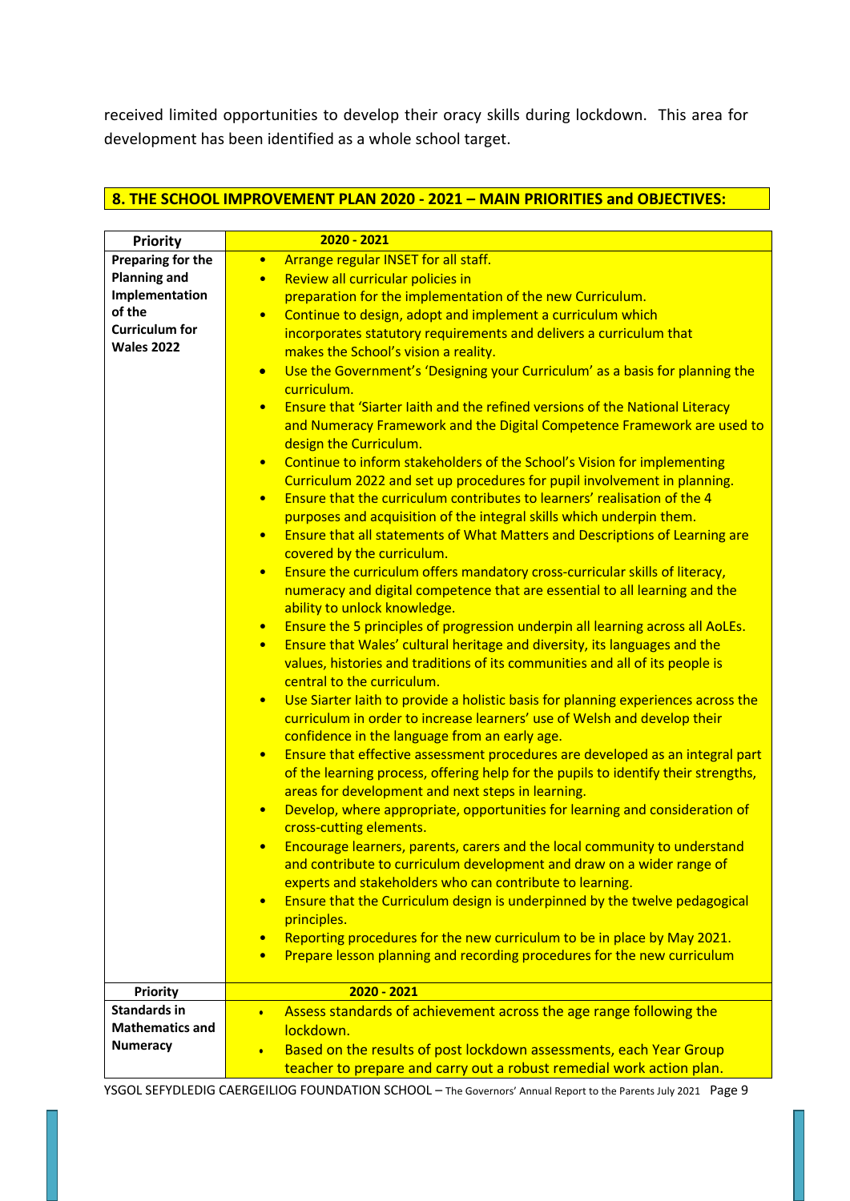received limited opportunities to develop their oracy skills during lockdown. This area for development has been identified as a whole school target.

## 8. THE SCHOOL IMPROVEMENT PLAN 2020 - 2021 – MAIN PRIORITIES and OBJECTIVES:

| Priority | 2020 - 2021 |
|---|---|
| **Preparing for the Planning and Implementation of the Curriculum for Wales 2022** | • Arrange regular INSET for all staff.<br>• Review all curricular policies in preparation for the implementation of the new Curriculum.<br>• Continue to design, adopt and implement a curriculum which incorporates statutory requirements and delivers a curriculum that makes the School's vision a reality.<br>• Use the Government's 'Designing your Curriculum' as a basis for planning the curriculum.<br>• Ensure that 'Siarter Iaith and the refined versions of the National Literacy and Numeracy Framework and the Digital Competence Framework are used to design the Curriculum.<br>• Continue to inform stakeholders of the School's Vision for implementing Curriculum 2022 and set up procedures for pupil involvement in planning.<br>• Ensure that the curriculum contributes to learners' realisation of the 4 purposes and acquisition of the integral skills which underpin them.<br>• Ensure that all statements of What Matters and Descriptions of Learning are covered by the curriculum.<br>• Ensure the curriculum offers mandatory cross-curricular skills of literacy, numeracy and digital competence that are essential to all learning and the ability to unlock knowledge.<br>• Ensure the 5 principles of progression underpin all learning across all AoLEs.<br>• Ensure that Wales' cultural heritage and diversity, its languages and the values, histories and traditions of its communities and all of its people is central to the curriculum.<br>• Use Siarter Iaith to provide a holistic basis for planning experiences across the curriculum in order to increase learners' use of Welsh and develop their confidence in the language from an early age.<br>• Ensure that effective assessment procedures are developed as an integral part of the learning process, offering help for the pupils to identify their strengths, areas for development and next steps in learning.<br>• Develop, where appropriate, opportunities for learning and consideration of cross-cutting elements.<br>• Encourage learners, parents, carers and the local community to understand and contribute to curriculum development and draw on a wider range of experts and stakeholders who can contribute to learning.<br>• Ensure that the Curriculum design is underpinned by the twelve pedagogical principles.<br>• Reporting procedures for the new curriculum to be in place by May 2021.<br>• Prepare lesson planning and recording procedures for the new curriculum |
| **Priority** | **2020 - 2021** |
| **Standards in Mathematics and Numeracy** | • Assess standards of achievement across the age range following the lockdown.<br>• Based on the results of post lockdown assessments, each Year Group teacher to prepare and carry out a robust remedial work action plan. |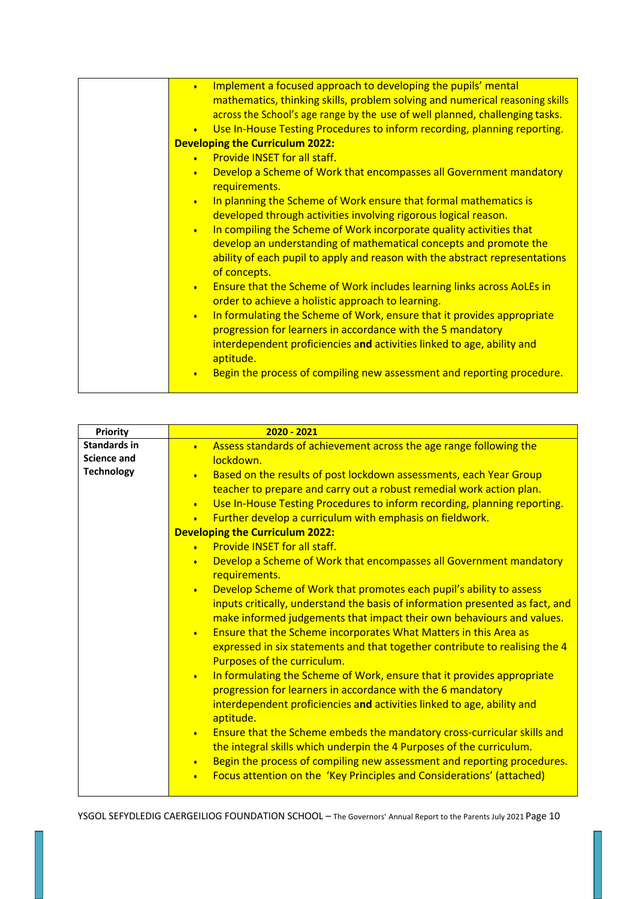| | |
|---|---|
| | • Implement a focused approach to developing the pupils' mental mathematics, thinking skills, problem solving and numerical reasoning skills across the School's age range by the use of well planned, challenging tasks.<br>• Use In-House Testing Procedures to inform recording, planning reporting.<br>**Developing the Curriculum 2022:**<br>• Provide INSET for all staff.<br>• Develop a Scheme of Work that encompasses all Government mandatory requirements.<br>• In planning the Scheme of Work ensure that formal mathematics is developed through activities involving rigorous logical reason.<br>• In compiling the Scheme of Work incorporate quality activities that develop an understanding of mathematical concepts and promote the ability of each pupil to apply and reason with the abstract representations of concepts.<br>• Ensure that the Scheme of Work includes learning links across AoLEs in order to achieve a holistic approach to learning.<br>• In formulating the Scheme of Work, ensure that it provides appropriate progression for learners in accordance with the 5 mandatory interdependent proficiencies a**nd** activities linked to age, ability and aptitude.<br>• Begin the process of compiling new assessment and reporting procedure. |

| Priority | 2020 - 2021 |
|---|---|
| **Standards in Science and Technology** | • Assess standards of achievement across the age range following the lockdown.<br>• Based on the results of post lockdown assessments, each Year Group teacher to prepare and carry out a robust remedial work action plan.<br>• Use In-House Testing Procedures to inform recording, planning reporting.<br>• Further develop a curriculum with emphasis on fieldwork.<br>**Developing the Curriculum 2022:**<br>• Provide INSET for all staff.<br>• Develop a Scheme of Work that encompasses all Government mandatory requirements.<br>• Develop Scheme of Work that promotes each pupil's ability to assess inputs critically, understand the basis of information presented as fact, and make informed judgements that impact their own behaviours and values.<br>• Ensure that the Scheme incorporates What Matters in this Area as expressed in six statements and that together contribute to realising the 4 Purposes of the curriculum.<br>• In formulating the Scheme of Work, ensure that it provides appropriate progression for learners in accordance with the 6 mandatory interdependent proficiencies a**nd** activities linked to age, ability and aptitude.<br>• Ensure that the Scheme embeds the mandatory cross-curricular skills and the integral skills which underpin the 4 Purposes of the curriculum.<br>• Begin the process of compiling new assessment and reporting procedures.<br>• Focus attention on the 'Key Principles and Considerations' (attached) |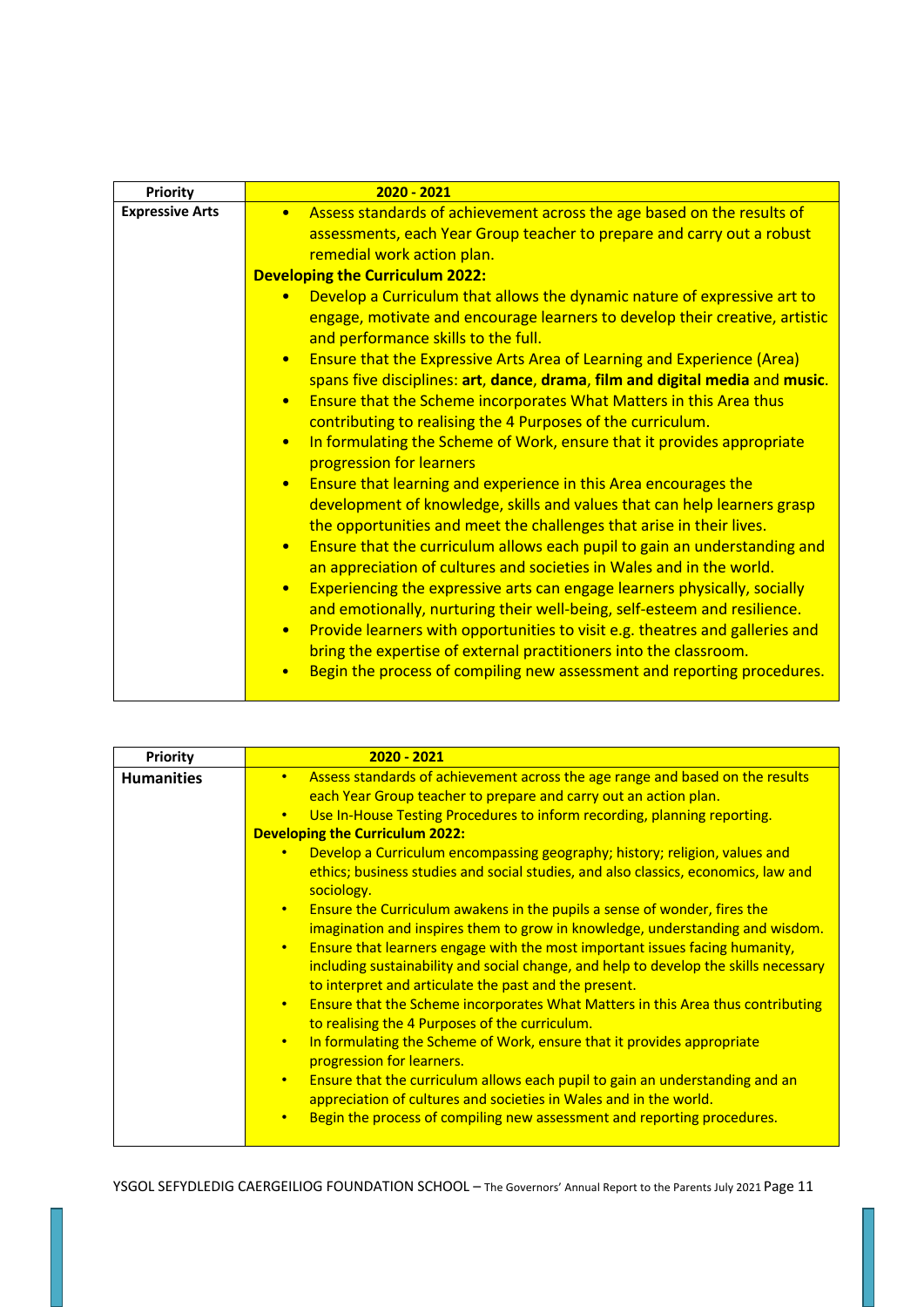| Priority | 2020 - 2021 |
| --- | --- |
| **Expressive Arts** | • Assess standards of achievement across the age based on the results of assessments, each Year Group teacher to prepare and carry out a robust remedial work action plan.<br>**Developing the Curriculum 2022:**<br>• Develop a Curriculum that allows the dynamic nature of expressive art to engage, motivate and encourage learners to develop their creative, artistic and performance skills to the full.<br>• Ensure that the Expressive Arts Area of Learning and Experience (Area) spans five disciplines: **art**, **dance**, **drama**, **film and digital media** and **music**.<br>• Ensure that the Scheme incorporates What Matters in this Area thus contributing to realising the 4 Purposes of the curriculum.<br>• In formulating the Scheme of Work, ensure that it provides appropriate progression for learners<br>• Ensure that learning and experience in this Area encourages the development of knowledge, skills and values that can help learners grasp the opportunities and meet the challenges that arise in their lives.<br>• Ensure that the curriculum allows each pupil to gain an understanding and an appreciation of cultures and societies in Wales and in the world.<br>• Experiencing the expressive arts can engage learners physically, socially and emotionally, nurturing their well-being, self-esteem and resilience.<br>• Provide learners with opportunities to visit e.g. theatres and galleries and bring the expertise of external practitioners into the classroom.<br>• Begin the process of compiling new assessment and reporting procedures. |

| Priority | 2020 - 2021 |
| --- | --- |
| **Humanities** | • Assess standards of achievement across the age range and based on the results each Year Group teacher to prepare and carry out an action plan.<br>• Use In-House Testing Procedures to inform recording, planning reporting.<br>**Developing the Curriculum 2022:**<br>• Develop a Curriculum encompassing geography; history; religion, values and ethics; business studies and social studies, and also classics, economics, law and sociology.<br>• Ensure the Curriculum awakens in the pupils a sense of wonder, fires the imagination and inspires them to grow in knowledge, understanding and wisdom.<br>• Ensure that learners engage with the most important issues facing humanity, including sustainability and social change, and help to develop the skills necessary to interpret and articulate the past and the present.<br>• Ensure that the Scheme incorporates What Matters in this Area thus contributing to realising the 4 Purposes of the curriculum.<br>• In formulating the Scheme of Work, ensure that it provides appropriate progression for learners.<br>• Ensure that the curriculum allows each pupil to gain an understanding and an appreciation of cultures and societies in Wales and in the world.<br>• Begin the process of compiling new assessment and reporting procedures. |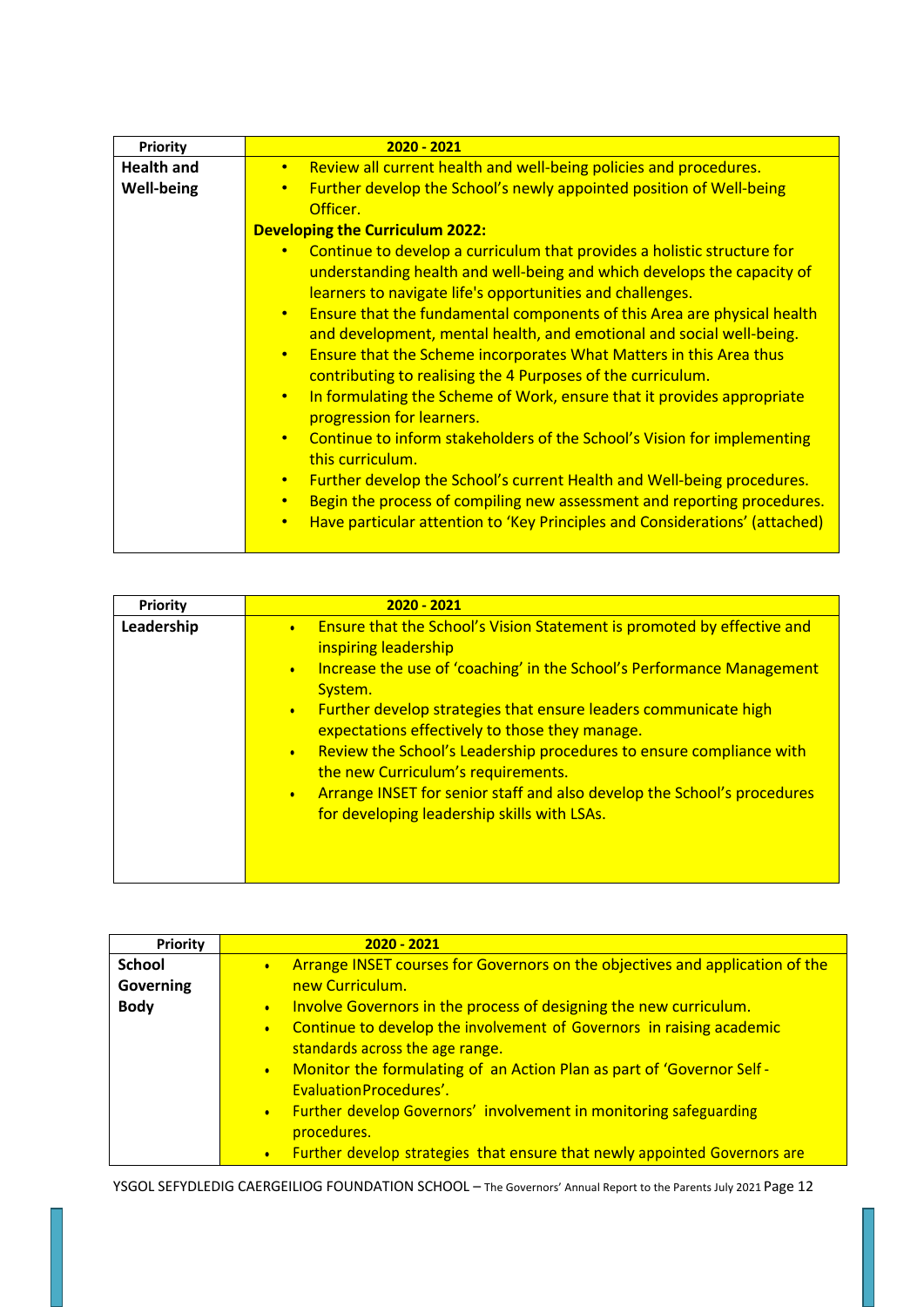| Priority | 2020 - 2021 |
|---|---|
| **Health and Well-being** | • Review all current health and well-being policies and procedures.<br>• Further develop the School's newly appointed position of Well-being Officer.<br>**Developing the Curriculum 2022:**<br>• Continue to develop a curriculum that provides a holistic structure for understanding health and well-being and which develops the capacity of learners to navigate life's opportunities and challenges.<br>• Ensure that the fundamental components of this Area are physical health and development, mental health, and emotional and social well-being.<br>• Ensure that the Scheme incorporates What Matters in this Area thus contributing to realising the 4 Purposes of the curriculum.<br>• In formulating the Scheme of Work, ensure that it provides appropriate progression for learners.<br>• Continue to inform stakeholders of the School's Vision for implementing this curriculum.<br>• Further develop the School's current Health and Well-being procedures.<br>• Begin the process of compiling new assessment and reporting procedures.<br>• Have particular attention to 'Key Principles and Considerations' (attached) |

| Priority | 2020 - 2021 |
|---|---|
| **Leadership** | • Ensure that the School's Vision Statement is promoted by effective and inspiring leadership<br>• Increase the use of 'coaching' in the School's Performance Management System.<br>• Further develop strategies that ensure leaders communicate high expectations effectively to those they manage.<br>• Review the School's Leadership procedures to ensure compliance with the new Curriculum's requirements.<br>• Arrange INSET for senior staff and also develop the School's procedures for developing leadership skills with LSAs. |

| Priority | 2020 - 2021 |
|---|---|
| **School Governing Body** | • Arrange INSET courses for Governors on the objectives and application of the new Curriculum.<br>• Involve Governors in the process of designing the new curriculum.<br>• Continue to develop the involvement of Governors in raising academic standards across the age range.<br>• Monitor the formulating of an Action Plan as part of 'Governor Self-Evaluation Procedures'.<br>• Further develop Governors' involvement in monitoring safeguarding procedures.<br>• Further develop strategies that ensure that newly appointed Governors are |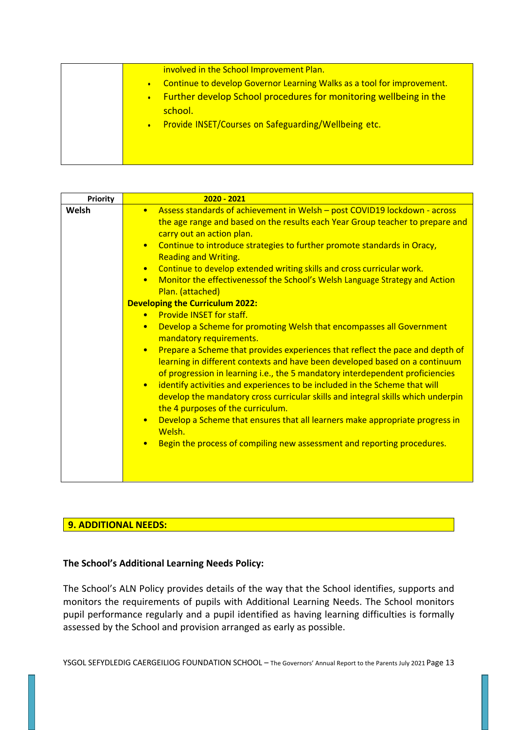|  |  |
| --- | --- |
|  | involved in the School Improvement Plan.<br>• Continue to develop Governor Learning Walks as a tool for improvement.<br>• Further develop School procedures for monitoring wellbeing in the school.<br>• Provide INSET/Courses on Safeguarding/Wellbeing etc. |

| Priority | 2020 - 2021 |
| --- | --- |
| **Welsh** | • Assess standards of achievement in Welsh – post COVID19 lockdown - across the age range and based on the results each Year Group teacher to prepare and carry out an action plan.<br>• Continue to introduce strategies to further promote standards in Oracy, Reading and Writing.<br>• Continue to develop extended writing skills and cross curricular work.<br>• Monitor the effectivenessof the School's Welsh Language Strategy and Action Plan. (attached)<br>**Developing the Curriculum 2022:**<br>• Provide INSET for staff.<br>• Develop a Scheme for promoting Welsh that encompasses all Government mandatory requirements.<br>• Prepare a Scheme that provides experiences that reflect the pace and depth of learning in different contexts and have been developed based on a continuum of progression in learning i.e., the 5 mandatory interdependent proficiencies<br>• identify activities and experiences to be included in the Scheme that will develop the mandatory cross curricular skills and integral skills which underpin the 4 purposes of the curriculum.<br>• Develop a Scheme that ensures that all learners make appropriate progress in Welsh.<br>• Begin the process of compiling new assessment and reporting procedures. |

## 9. ADDITIONAL NEEDS:

### The School's Additional Learning Needs Policy:

The School's ALN Policy provides details of the way that the School identifies, supports and monitors the requirements of pupils with Additional Learning Needs. The School monitors pupil performance regularly and a pupil identified as having learning difficulties is formally assessed by the School and provision arranged as early as possible.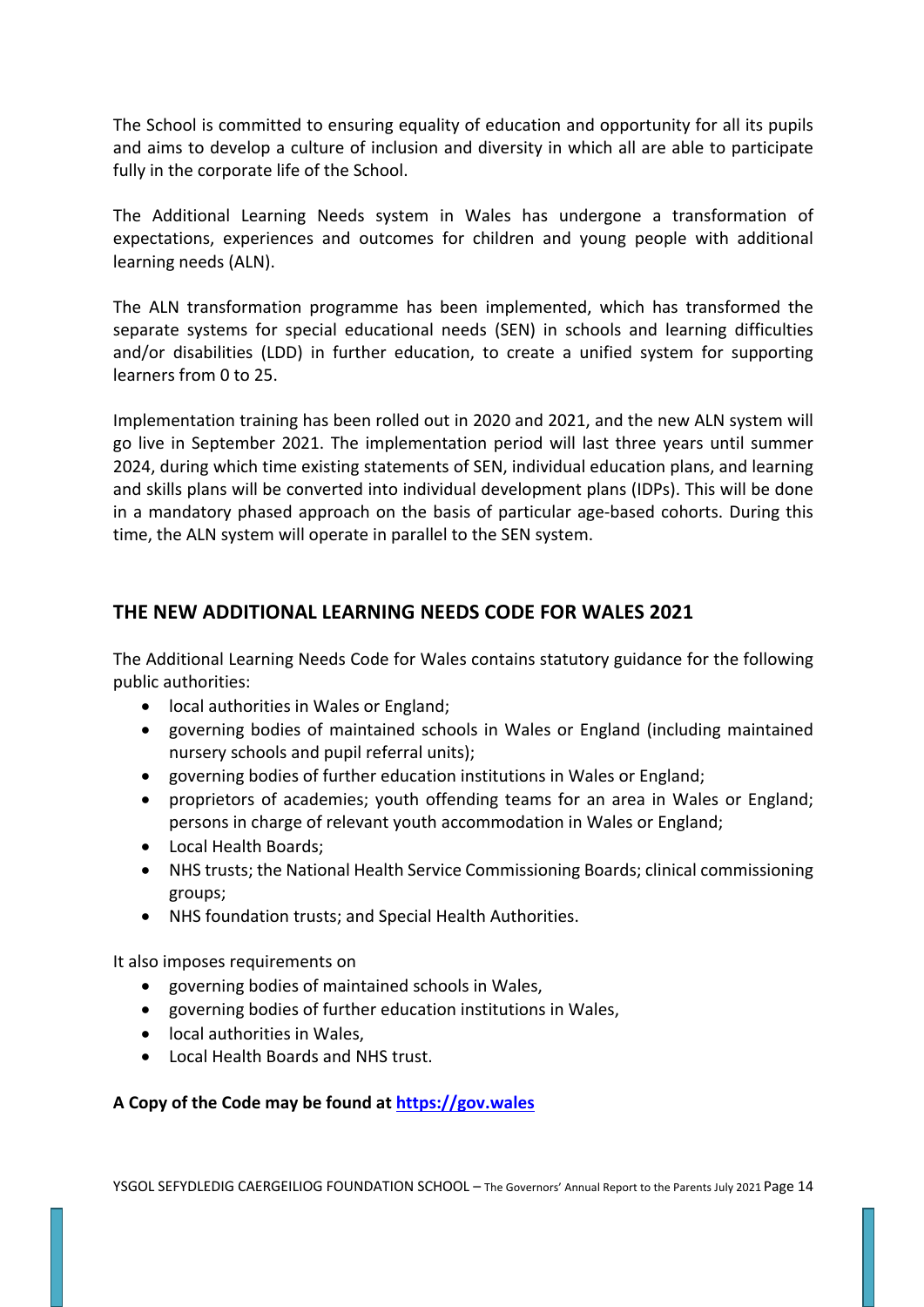The School is committed to ensuring equality of education and opportunity for all its pupils and aims to develop a culture of inclusion and diversity in which all are able to participate fully in the corporate life of the School.

The Additional Learning Needs system in Wales has undergone a transformation of expectations, experiences and outcomes for children and young people with additional learning needs (ALN).

The ALN transformation programme has been implemented, which has transformed the separate systems for special educational needs (SEN) in schools and learning difficulties and/or disabilities (LDD) in further education, to create a unified system for supporting learners from 0 to 25.

Implementation training has been rolled out in 2020 and 2021, and the new ALN system will go live in September 2021. The implementation period will last three years until summer 2024, during which time existing statements of SEN, individual education plans, and learning and skills plans will be converted into individual development plans (IDPs). This will be done in a mandatory phased approach on the basis of particular age-based cohorts. During this time, the ALN system will operate in parallel to the SEN system.

## THE NEW ADDITIONAL LEARNING NEEDS CODE FOR WALES 2021

The Additional Learning Needs Code for Wales contains statutory guidance for the following public authorities:

- local authorities in Wales or England;
- governing bodies of maintained schools in Wales or England (including maintained nursery schools and pupil referral units);
- governing bodies of further education institutions in Wales or England;
- proprietors of academies; youth offending teams for an area in Wales or England; persons in charge of relevant youth accommodation in Wales or England;
- Local Health Boards;
- NHS trusts; the National Health Service Commissioning Boards; clinical commissioning groups;
- NHS foundation trusts; and Special Health Authorities.

It also imposes requirements on

- governing bodies of maintained schools in Wales,
- governing bodies of further education institutions in Wales,
- local authorities in Wales,
- Local Health Boards and NHS trust.

**A Copy of the Code may be found at [https://gov.wales](https://gov.wales)**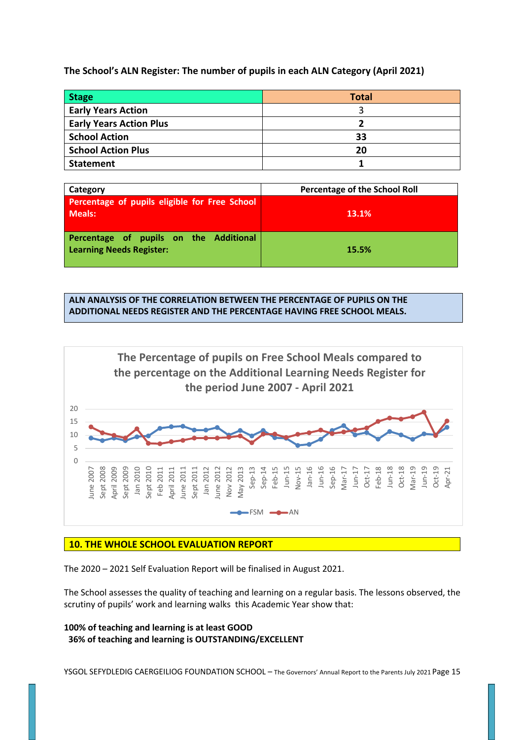**The School's ALN Register: The number of pupils in each ALN Category (April 2021)**

| Stage | Total |
|---|---|
| Early Years Action | 3 |
| Early Years Action Plus | 2 |
| School Action | 33 |
| School Action Plus | 20 |
| Statement | 1 |

| Category | Percentage of the School Roll |
|---|---|
| Percentage of pupils eligible for Free School Meals: | 13.1% |
| Percentage of pupils on the Additional Learning Needs Register: | 15.5% |

**ALN ANALYSIS OF THE CORRELATION BETWEEN THE PERCENTAGE OF PUPILS ON THE ADDITIONAL NEEDS REGISTER AND THE PERCENTAGE HAVING FREE SCHOOL MEALS.**

**The Percentage of pupils on Free School Meals compared to the percentage on the Additional Learning Needs Register for the period June 2007 - April 2021**

## 10. THE WHOLE SCHOOL EVALUATION REPORT

The 2020 – 2021 Self Evaluation Report will be finalised in August 2021.

The School assesses the quality of teaching and learning on a regular basis. The lessons observed, the scrutiny of pupils' work and learning walks this Academic Year show that:

**100% of teaching and learning is at least GOOD**
**36% of teaching and learning is OUTSTANDING/EXCELLENT**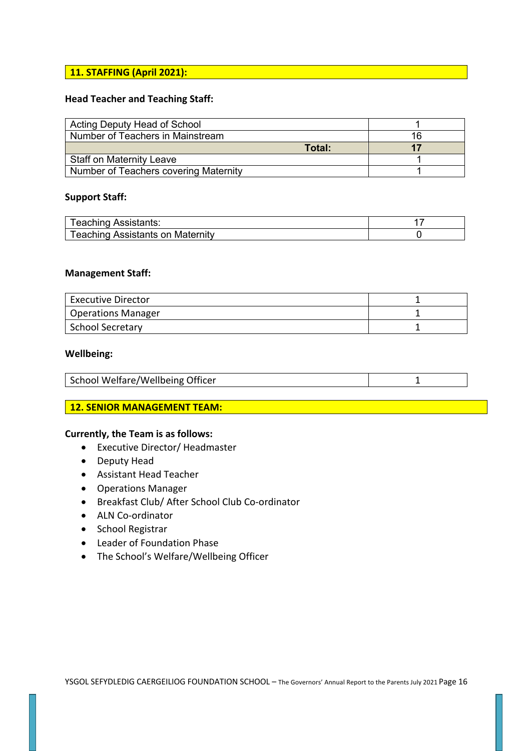## 11. STAFFING (April 2021):

**Head Teacher and Teaching Staff:**

| | |
|---|---|
| Acting Deputy Head of School | 1 |
| Number of Teachers in Mainstream | 16 |
| **Total:** | **17** |
| Staff on Maternity Leave | 1 |
| Number of Teachers covering Maternity | 1 |

**Support Staff:**

| | |
|---|---|
| Teaching Assistants: | 17 |
| Teaching Assistants on Maternity | 0 |

**Management Staff:**

| | |
|---|---|
| Executive Director | 1 |
| Operations Manager | 1 |
| School Secretary | 1 |

**Wellbeing:**

| | |
|---|---|
| School Welfare/Wellbeing Officer | 1 |

## 12. SENIOR MANAGEMENT TEAM:

**Currently, the Team is as follows:**

- Executive Director/ Headmaster
- Deputy Head
- Assistant Head Teacher
- Operations Manager
- Breakfast Club/ After School Club Co-ordinator
- ALN Co-ordinator
- School Registrar
- Leader of Foundation Phase
- The School's Welfare/Wellbeing Officer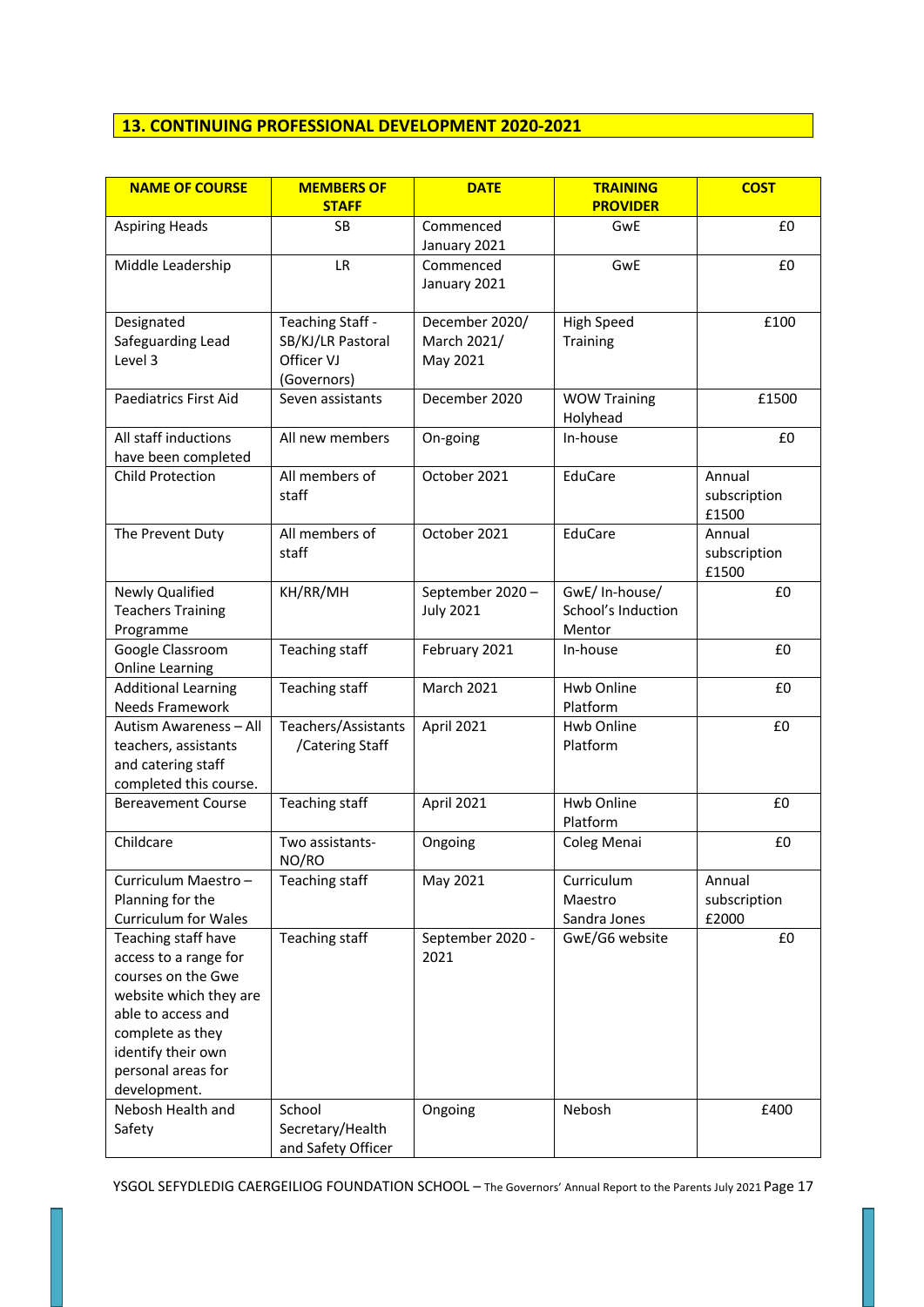## 13. CONTINUING PROFESSIONAL DEVELOPMENT 2020-2021

| NAME OF COURSE | MEMBERS OF STAFF | DATE | TRAINING PROVIDER | COST |
|---|---|---|---|---|
| Aspiring Heads | SB | Commenced January 2021 | GwE | £0 |
| Middle Leadership | LR | Commenced January 2021 | GwE | £0 |
| Designated Safeguarding Lead Level 3 | Teaching Staff - SB/KJ/LR Pastoral Officer VJ (Governors) | December 2020/ March 2021/ May 2021 | High Speed Training | £100 |
| Paediatrics First Aid | Seven assistants | December 2020 | WOW Training Holyhead | £1500 |
| All staff inductions have been completed | All new members | On-going | In-house | £0 |
| Child Protection | All members of staff | October 2021 | EduCare | Annual subscription £1500 |
| The Prevent Duty | All members of staff | October 2021 | EduCare | Annual subscription £1500 |
| Newly Qualified Teachers Training Programme | KH/RR/MH | September 2020 – July 2021 | GwE/ In-house/ School's Induction Mentor | £0 |
| Google Classroom Online Learning | Teaching staff | February 2021 | In-house | £0 |
| Additional Learning Needs Framework | Teaching staff | March 2021 | Hwb Online Platform | £0 |
| Autism Awareness – All teachers, assistants and catering staff completed this course. | Teachers/Assistants /Catering Staff | April 2021 | Hwb Online Platform | £0 |
| Bereavement Course | Teaching staff | April 2021 | Hwb Online Platform | £0 |
| Childcare | Two assistants- NO/RO | Ongoing | Coleg Menai | £0 |
| Curriculum Maestro – Planning for the Curriculum for Wales | Teaching staff | May 2021 | Curriculum Maestro Sandra Jones | Annual subscription £2000 |
| Teaching staff have access to a range for courses on the Gwe website which they are able to access and complete as they identify their own personal areas for development. | Teaching staff | September 2020 - 2021 | GwE/G6 website | £0 |
| Nebosh Health and Safety | School Secretary/Health and Safety Officer | Ongoing | Nebosh | £400 |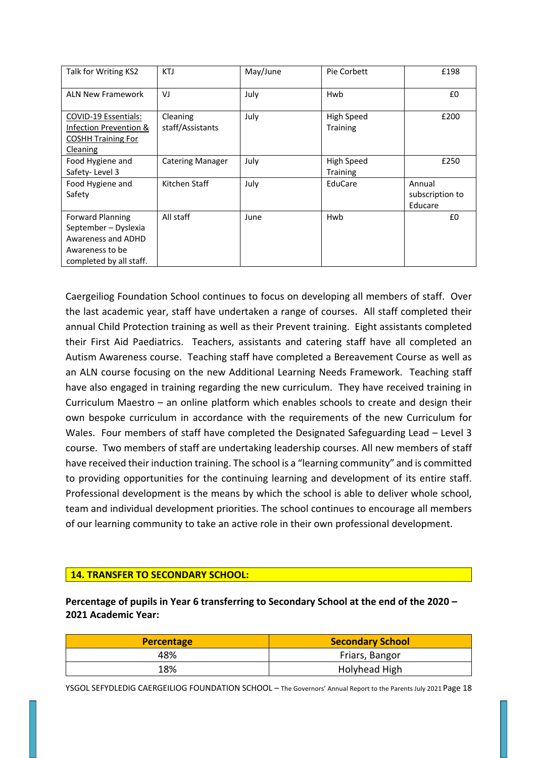| Talk for Writing KS2 | KTJ | May/June | Pie Corbett | £198 |
|---|---|---|---|---|
| ALN New Framework | VJ | July | Hwb | £0 |
| COVID-19 Essentials: Infection Prevention & COSHH Training For Cleaning | Cleaning staff/Assistants | July | High Speed Training | £200 |
| Food Hygiene and Safety- Level 3 | Catering Manager | July | High Speed Training | £250 |
| Food Hygiene and Safety | Kitchen Staff | July | EduCare | Annual subscription to Educare |
| Forward Planning September – Dyslexia Awareness and ADHD Awareness to be completed by all staff. | All staff | June | Hwb | £0 |

Caergeiliog Foundation School continues to focus on developing all members of staff. Over the last academic year, staff have undertaken a range of courses. All staff completed their annual Child Protection training as well as their Prevent training. Eight assistants completed their First Aid Paediatrics. Teachers, assistants and catering staff have all completed an Autism Awareness course. Teaching staff have completed a Bereavement Course as well as an ALN course focusing on the new Additional Learning Needs Framework. Teaching staff have also engaged in training regarding the new curriculum. They have received training in Curriculum Maestro – an online platform which enables schools to create and design their own bespoke curriculum in accordance with the requirements of the new Curriculum for Wales. Four members of staff have completed the Designated Safeguarding Lead – Level 3 course. Two members of staff are undertaking leadership courses. All new members of staff have received their induction training. The school is a "learning community" and is committed to providing opportunities for the continuing learning and development of its entire staff. Professional development is the means by which the school is able to deliver whole school, team and individual development priorities. The school continues to encourage all members of our learning community to take an active role in their own professional development.

## 14. TRANSFER TO SECONDARY SCHOOL:

**Percentage of pupils in Year 6 transferring to Secondary School at the end of the 2020 – 2021 Academic Year:**

| Percentage | Secondary School |
|---|---|
| 48% | Friars, Bangor |
| 18% | Holyhead High |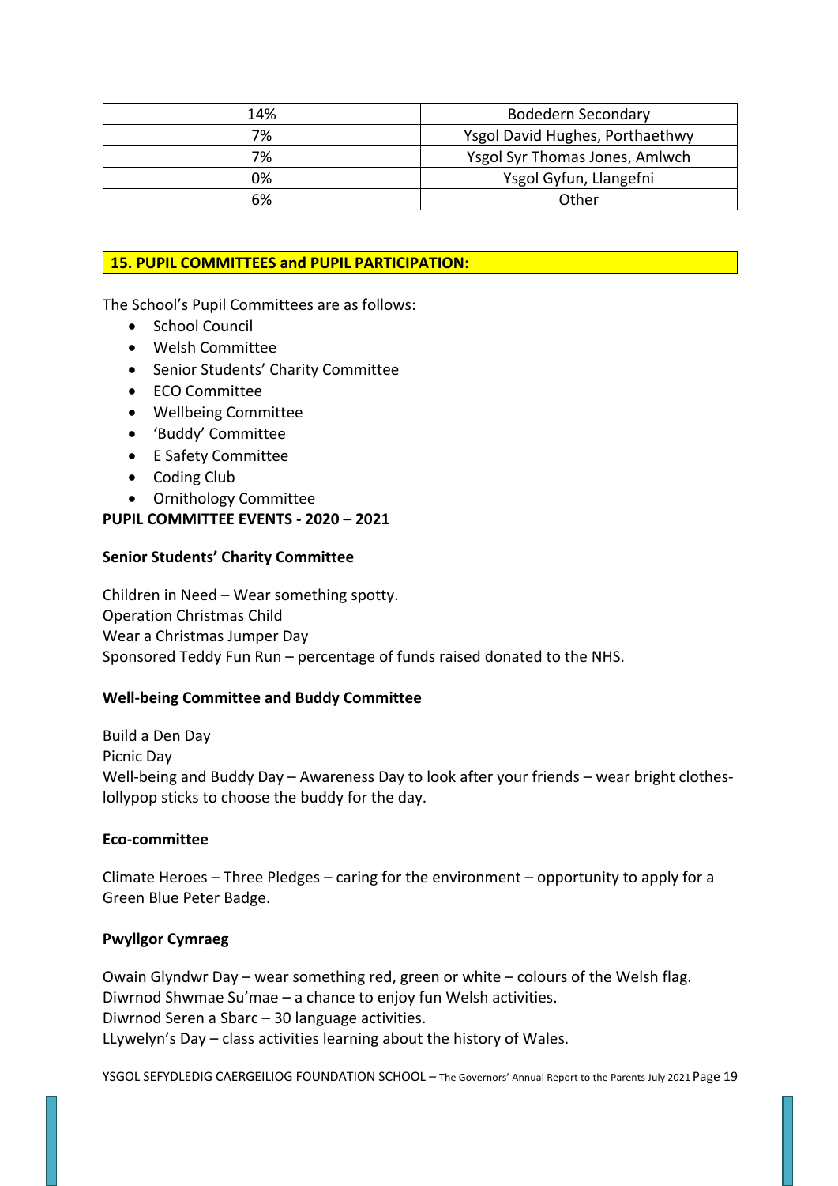| 14% | Bodedern Secondary |
|---|---|
| 7% | Ysgol David Hughes, Porthaethwy |
| 7% | Ysgol Syr Thomas Jones, Amlwch |
| 0% | Ysgol Gyfun, Llangefni |
| 6% | Other |

## 15. PUPIL COMMITTEES and PUPIL PARTICIPATION:

The School's Pupil Committees are as follows:

- School Council
- Welsh Committee
- Senior Students' Charity Committee
- ECO Committee
- Wellbeing Committee
- 'Buddy' Committee
- E Safety Committee
- Coding Club
- Ornithology Committee

**PUPIL COMMITTEE EVENTS - 2020 – 2021**

**Senior Students' Charity Committee**

Children in Need – Wear something spotty.
Operation Christmas Child
Wear a Christmas Jumper Day
Sponsored Teddy Fun Run – percentage of funds raised donated to the NHS.

**Well-being Committee and Buddy Committee**

Build a Den Day
Picnic Day
Well-being and Buddy Day – Awareness Day to look after your friends – wear bright clothes- lollypop sticks to choose the buddy for the day.

**Eco-committee**

Climate Heroes – Three Pledges – caring for the environment – opportunity to apply for a Green Blue Peter Badge.

**Pwyllgor Cymraeg**

Owain Glyndwr Day – wear something red, green or white – colours of the Welsh flag.
Diwrnod Shwmae Su'mae – a chance to enjoy fun Welsh activities.
Diwrnod Seren a Sbarc – 30 language activities.
LLywelyn's Day – class activities learning about the history of Wales.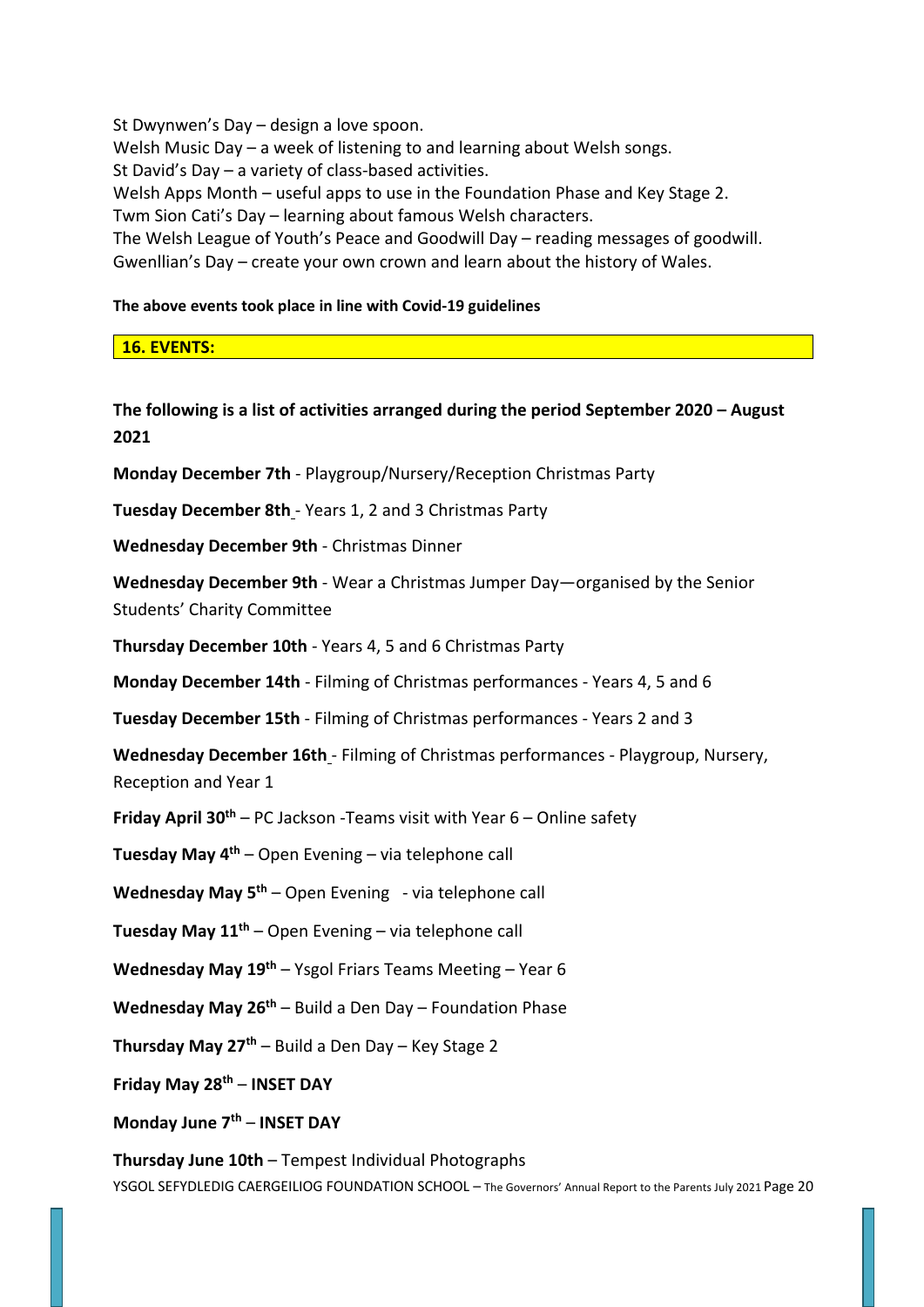St Dwynwen's Day – design a love spoon.
Welsh Music Day – a week of listening to and learning about Welsh songs.
St David's Day – a variety of class-based activities.
Welsh Apps Month – useful apps to use in the Foundation Phase and Key Stage 2.
Twm Sion Cati's Day – learning about famous Welsh characters.
The Welsh League of Youth's Peace and Goodwill Day – reading messages of goodwill.
Gwenllian's Day – create your own crown and learn about the history of Wales.

**The above events took place in line with Covid-19 guidelines**

## 16. EVENTS:

**The following is a list of activities arranged during the period September 2020 – August 2021**

**Monday December 7th** - Playgroup/Nursery/Reception Christmas Party

**Tuesday December 8th** - Years 1, 2 and 3 Christmas Party

**Wednesday December 9th** - Christmas Dinner

**Wednesday December 9th** - Wear a Christmas Jumper Day—organised by the Senior Students' Charity Committee

**Thursday December 10th** - Years 4, 5 and 6 Christmas Party

**Monday December 14th** - Filming of Christmas performances - Years 4, 5 and 6

**Tuesday December 15th** - Filming of Christmas performances - Years 2 and 3

**Wednesday December 16th** - Filming of Christmas performances - Playgroup, Nursery, Reception and Year 1

**Friday April 30th** – PC Jackson -Teams visit with Year 6 – Online safety

**Tuesday May 4th** – Open Evening – via telephone call

**Wednesday May 5th** – Open Evening - via telephone call

**Tuesday May 11th** – Open Evening – via telephone call

**Wednesday May 19th** – Ysgol Friars Teams Meeting – Year 6

**Wednesday May 26th** – Build a Den Day – Foundation Phase

**Thursday May 27th** – Build a Den Day – Key Stage 2

**Friday May 28th** – **INSET DAY**

**Monday June 7th** – **INSET DAY**

**Thursday June 10th** – Tempest Individual Photographs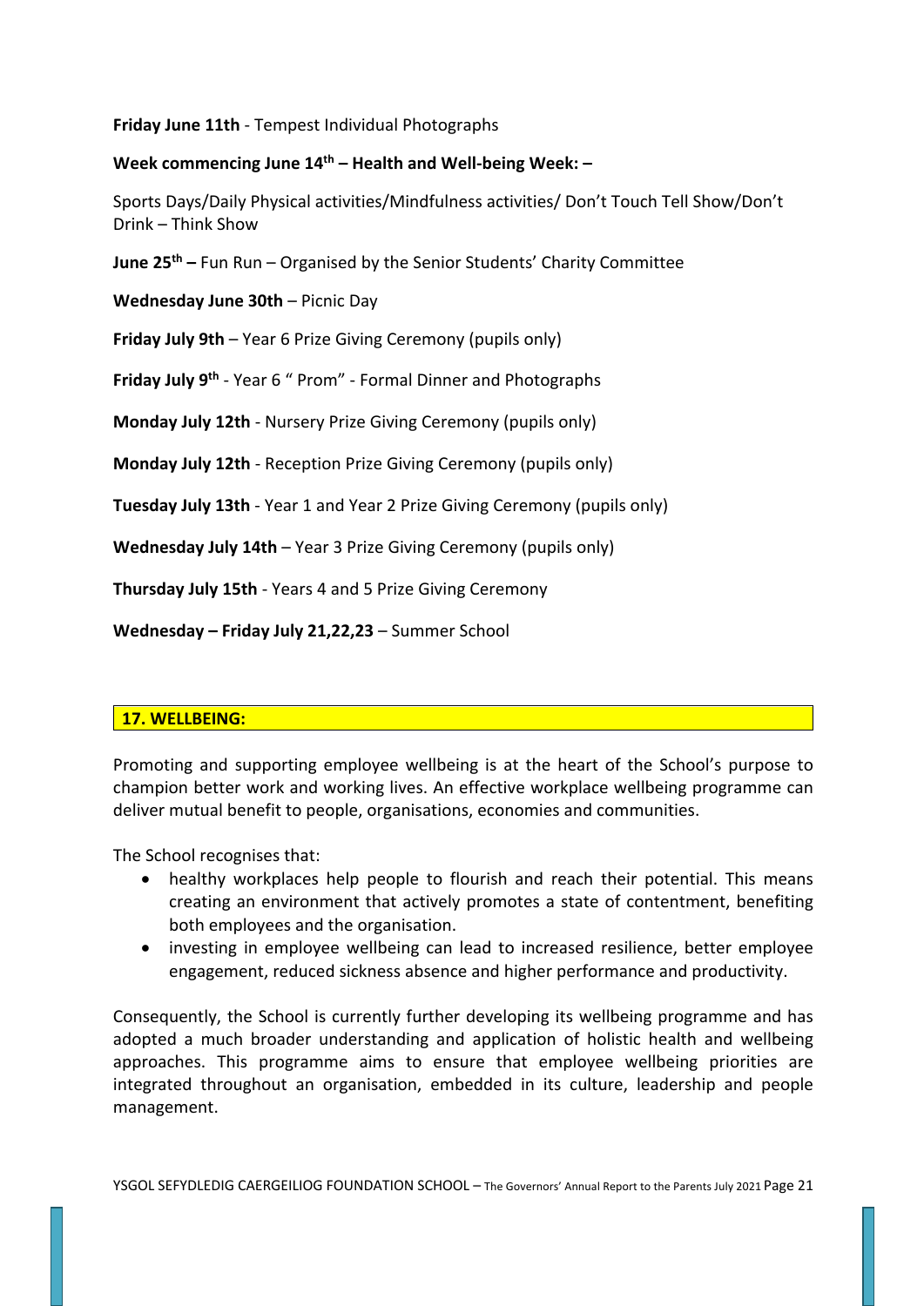**Friday June 11th** - Tempest Individual Photographs

**Week commencing June 14th – Health and Well-being Week: –**

Sports Days/Daily Physical activities/Mindfulness activities/ Don't Touch Tell Show/Don't Drink – Think Show

**June 25th –** Fun Run – Organised by the Senior Students' Charity Committee

**Wednesday June 30th** – Picnic Day

**Friday July 9th** – Year 6 Prize Giving Ceremony (pupils only)

**Friday July 9th** - Year 6 " Prom" - Formal Dinner and Photographs

**Monday July 12th** - Nursery Prize Giving Ceremony (pupils only)

**Monday July 12th** - Reception Prize Giving Ceremony (pupils only)

**Tuesday July 13th** - Year 1 and Year 2 Prize Giving Ceremony (pupils only)

**Wednesday July 14th** – Year 3 Prize Giving Ceremony (pupils only)

**Thursday July 15th** - Years 4 and 5 Prize Giving Ceremony

**Wednesday – Friday July 21,22,23** – Summer School

## 17. WELLBEING:

Promoting and supporting employee wellbeing is at the heart of the School's purpose to champion better work and working lives. An effective workplace wellbeing programme can deliver mutual benefit to people, organisations, economies and communities.

The School recognises that:

- healthy workplaces help people to flourish and reach their potential. This means creating an environment that actively promotes a state of contentment, benefiting both employees and the organisation.
- investing in employee wellbeing can lead to increased resilience, better employee engagement, reduced sickness absence and higher performance and productivity.

Consequently, the School is currently further developing its wellbeing programme and has adopted a much broader understanding and application of holistic health and wellbeing approaches. This programme aims to ensure that employee wellbeing priorities are integrated throughout an organisation, embedded in its culture, leadership and people management.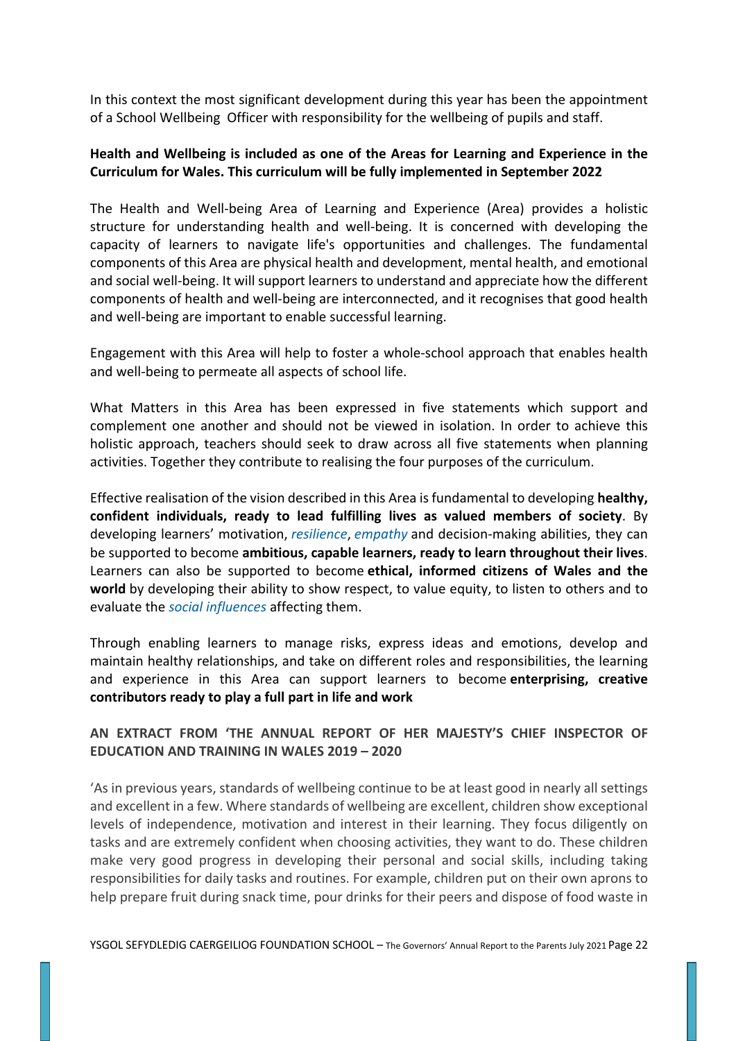In this context the most significant development during this year has been the appointment of a School Wellbeing Officer with responsibility for the wellbeing of pupils and staff.

**Health and Wellbeing is included as one of the Areas for Learning and Experience in the Curriculum for Wales. This curriculum will be fully implemented in September 2022**

The Health and Well-being Area of Learning and Experience (Area) provides a holistic structure for understanding health and well-being. It is concerned with developing the capacity of learners to navigate life's opportunities and challenges. The fundamental components of this Area are physical health and development, mental health, and emotional and social well-being. It will support learners to understand and appreciate how the different components of health and well-being are interconnected, and it recognises that good health and well-being are important to enable successful learning.

Engagement with this Area will help to foster a whole-school approach that enables health and well-being to permeate all aspects of school life.

What Matters in this Area has been expressed in five statements which support and complement one another and should not be viewed in isolation. In order to achieve this holistic approach, teachers should seek to draw across all five statements when planning activities. Together they contribute to realising the four purposes of the curriculum.

Effective realisation of the vision described in this Area is fundamental to developing **healthy, confident individuals, ready to lead fulfilling lives as valued members of society**. By developing learners' motivation, *resilience*, *empathy* and decision-making abilities, they can be supported to become **ambitious, capable learners, ready to learn throughout their lives**. Learners can also be supported to become **ethical, informed citizens of Wales and the world** by developing their ability to show respect, to value equity, to listen to others and to evaluate the *social influences* affecting them.

Through enabling learners to manage risks, express ideas and emotions, develop and maintain healthy relationships, and take on different roles and responsibilities, the learning and experience in this Area can support learners to become **enterprising, creative contributors ready to play a full part in life and work**

**AN EXTRACT FROM 'THE ANNUAL REPORT OF HER MAJESTY'S CHIEF INSPECTOR OF EDUCATION AND TRAINING IN WALES 2019 – 2020**

'As in previous years, standards of wellbeing continue to be at least good in nearly all settings and excellent in a few. Where standards of wellbeing are excellent, children show exceptional levels of independence, motivation and interest in their learning. They focus diligently on tasks and are extremely confident when choosing activities, they want to do. These children make very good progress in developing their personal and social skills, including taking responsibilities for daily tasks and routines. For example, children put on their own aprons to help prepare fruit during snack time, pour drinks for their peers and dispose of food waste in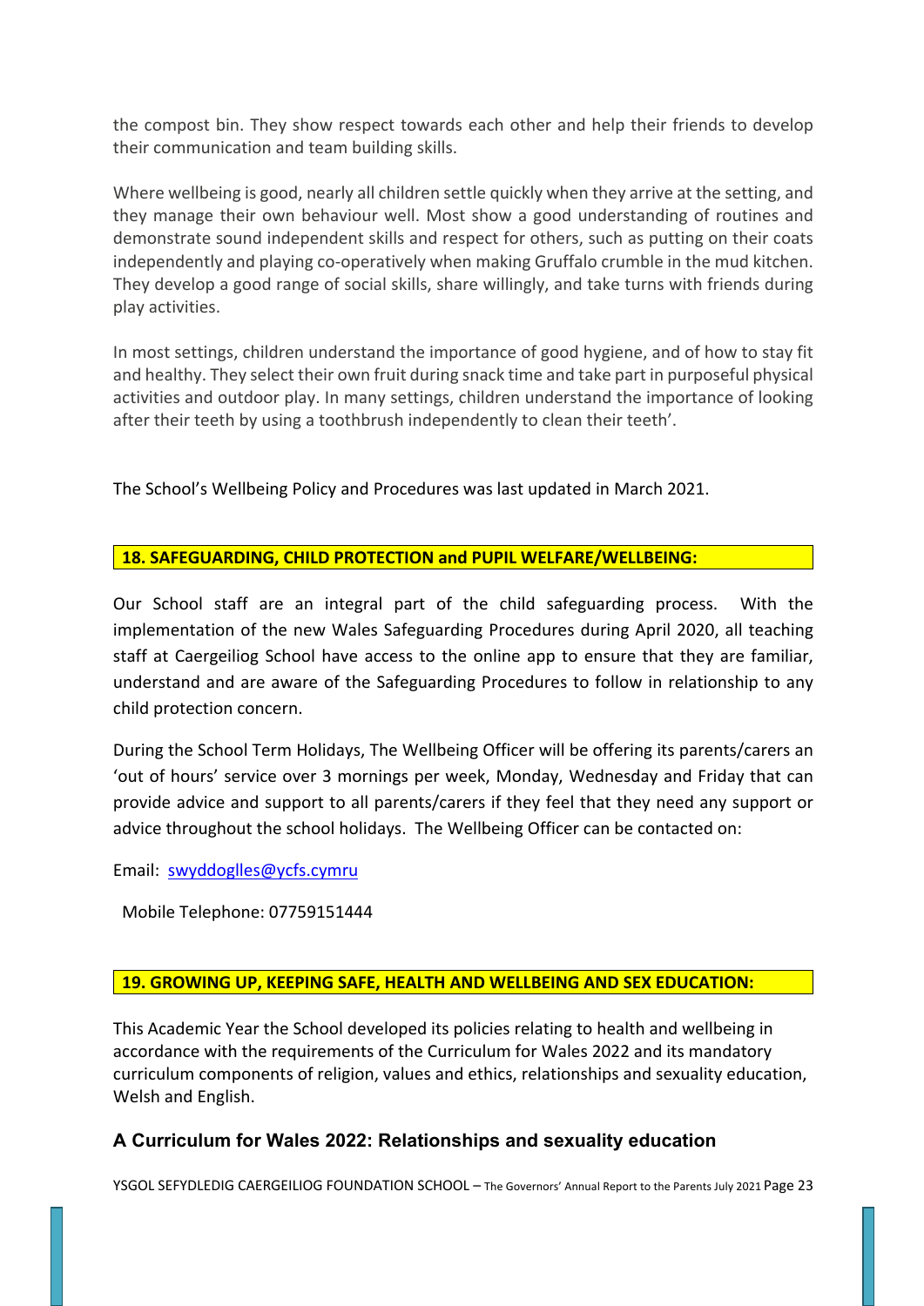the compost bin. They show respect towards each other and help their friends to develop their communication and team building skills.

Where wellbeing is good, nearly all children settle quickly when they arrive at the setting, and they manage their own behaviour well. Most show a good understanding of routines and demonstrate sound independent skills and respect for others, such as putting on their coats independently and playing co-operatively when making Gruffalo crumble in the mud kitchen. They develop a good range of social skills, share willingly, and take turns with friends during play activities.

In most settings, children understand the importance of good hygiene, and of how to stay fit and healthy. They select their own fruit during snack time and take part in purposeful physical activities and outdoor play. In many settings, children understand the importance of looking after their teeth by using a toothbrush independently to clean their teeth'.

The School's Wellbeing Policy and Procedures was last updated in March 2021.

## 18. SAFEGUARDING, CHILD PROTECTION and PUPIL WELFARE/WELLBEING:

Our School staff are an integral part of the child safeguarding process. With the implementation of the new Wales Safeguarding Procedures during April 2020, all teaching staff at Caergeiliog School have access to the online app to ensure that they are familiar, understand and are aware of the Safeguarding Procedures to follow in relationship to any child protection concern.

During the School Term Holidays, The Wellbeing Officer will be offering its parents/carers an 'out of hours' service over 3 mornings per week, Monday, Wednesday and Friday that can provide advice and support to all parents/carers if they feel that they need any support or advice throughout the school holidays. The Wellbeing Officer can be contacted on:

Email: swyddoglles@ycfs.cymru

Mobile Telephone: 07759151444

## 19. GROWING UP, KEEPING SAFE, HEALTH AND WELLBEING AND SEX EDUCATION:

This Academic Year the School developed its policies relating to health and wellbeing in accordance with the requirements of the Curriculum for Wales 2022 and its mandatory curriculum components of religion, values and ethics, relationships and sexuality education, Welsh and English.

### A Curriculum for Wales 2022: Relationships and sexuality education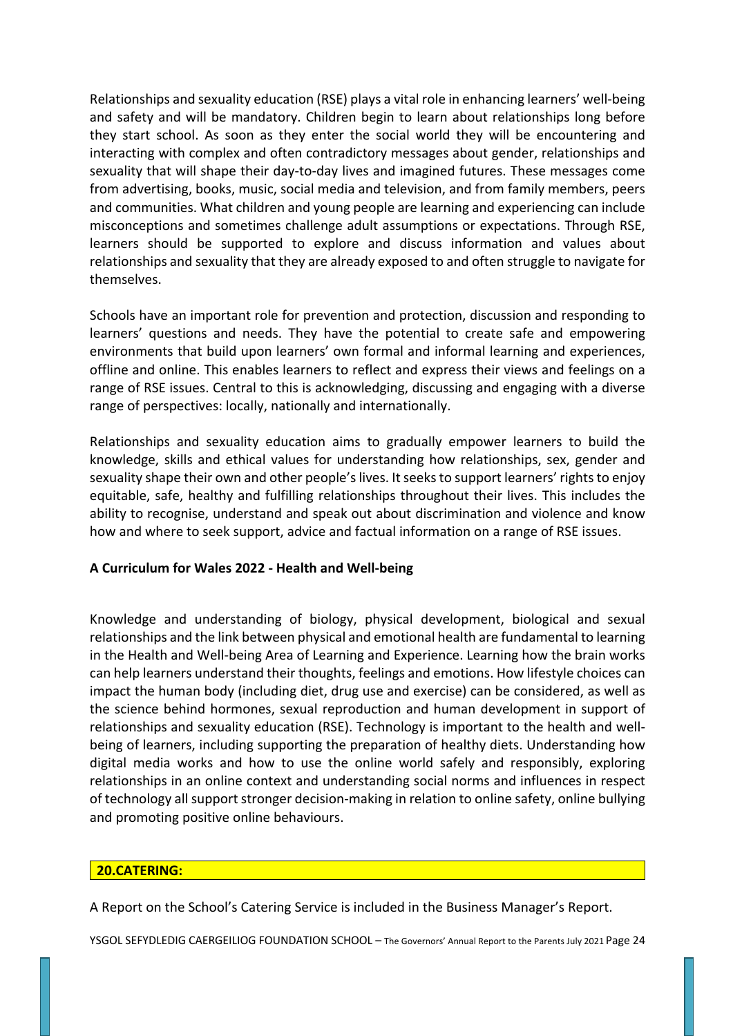Relationships and sexuality education (RSE) plays a vital role in enhancing learners' well-being and safety and will be mandatory. Children begin to learn about relationships long before they start school. As soon as they enter the social world they will be encountering and interacting with complex and often contradictory messages about gender, relationships and sexuality that will shape their day-to-day lives and imagined futures. These messages come from advertising, books, music, social media and television, and from family members, peers and communities. What children and young people are learning and experiencing can include misconceptions and sometimes challenge adult assumptions or expectations. Through RSE, learners should be supported to explore and discuss information and values about relationships and sexuality that they are already exposed to and often struggle to navigate for themselves.

Schools have an important role for prevention and protection, discussion and responding to learners' questions and needs. They have the potential to create safe and empowering environments that build upon learners' own formal and informal learning and experiences, offline and online. This enables learners to reflect and express their views and feelings on a range of RSE issues. Central to this is acknowledging, discussing and engaging with a diverse range of perspectives: locally, nationally and internationally.

Relationships and sexuality education aims to gradually empower learners to build the knowledge, skills and ethical values for understanding how relationships, sex, gender and sexuality shape their own and other people's lives. It seeks to support learners' rights to enjoy equitable, safe, healthy and fulfilling relationships throughout their lives. This includes the ability to recognise, understand and speak out about discrimination and violence and know how and where to seek support, advice and factual information on a range of RSE issues.

**A Curriculum for Wales 2022 - Health and Well-being**

Knowledge and understanding of biology, physical development, biological and sexual relationships and the link between physical and emotional health are fundamental to learning in the Health and Well-being Area of Learning and Experience. Learning how the brain works can help learners understand their thoughts, feelings and emotions. How lifestyle choices can impact the human body (including diet, drug use and exercise) can be considered, as well as the science behind hormones, sexual reproduction and human development in support of relationships and sexuality education (RSE). Technology is important to the health and well-being of learners, including supporting the preparation of healthy diets. Understanding how digital media works and how to use the online world safely and responsibly, exploring relationships in an online context and understanding social norms and influences in respect of technology all support stronger decision-making in relation to online safety, online bullying and promoting positive online behaviours.

## 20.CATERING:

A Report on the School's Catering Service is included in the Business Manager's Report.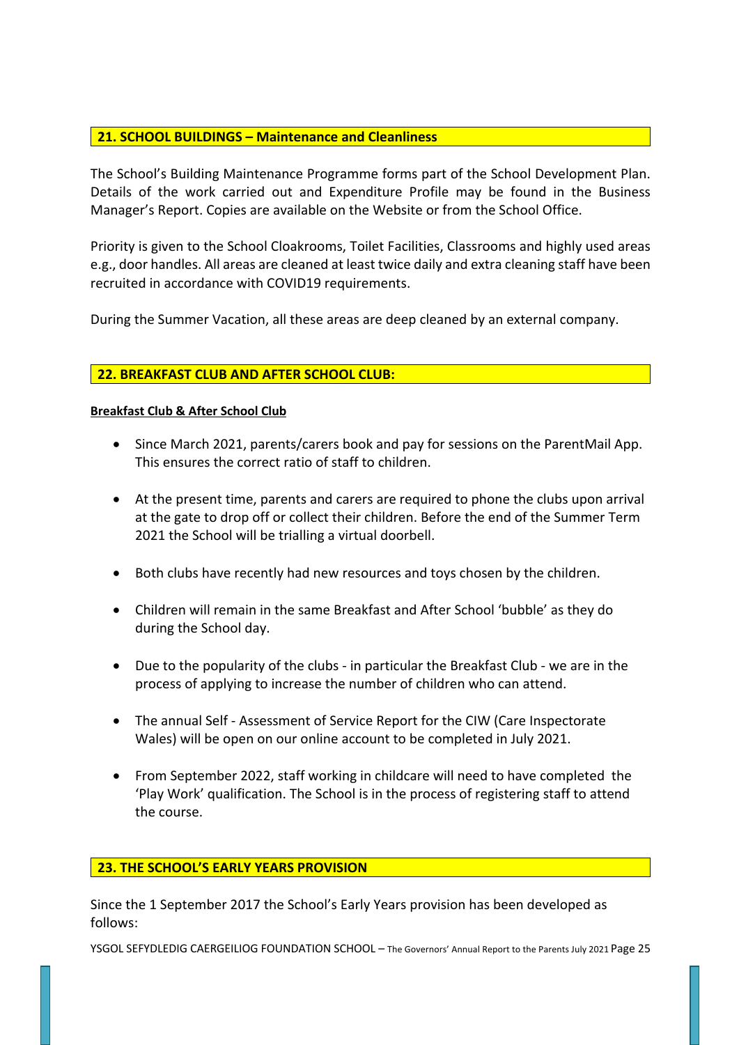## 21. SCHOOL BUILDINGS – Maintenance and Cleanliness

The School's Building Maintenance Programme forms part of the School Development Plan. Details of the work carried out and Expenditure Profile may be found in the Business Manager's Report. Copies are available on the Website or from the School Office.

Priority is given to the School Cloakrooms, Toilet Facilities, Classrooms and highly used areas e.g., door handles. All areas are cleaned at least twice daily and extra cleaning staff have been recruited in accordance with COVID19 requirements.

During the Summer Vacation, all these areas are deep cleaned by an external company.

## 22. BREAKFAST CLUB AND AFTER SCHOOL CLUB:

**Breakfast Club & After School Club**

- Since March 2021, parents/carers book and pay for sessions on the ParentMail App. This ensures the correct ratio of staff to children.
- At the present time, parents and carers are required to phone the clubs upon arrival at the gate to drop off or collect their children. Before the end of the Summer Term 2021 the School will be trialling a virtual doorbell.
- Both clubs have recently had new resources and toys chosen by the children.
- Children will remain in the same Breakfast and After School 'bubble' as they do during the School day.
- Due to the popularity of the clubs - in particular the Breakfast Club - we are in the process of applying to increase the number of children who can attend.
- The annual Self - Assessment of Service Report for the CIW (Care Inspectorate Wales) will be open on our online account to be completed in July 2021.
- From September 2022, staff working in childcare will need to have completed the 'Play Work' qualification. The School is in the process of registering staff to attend the course.

## 23. THE SCHOOL'S EARLY YEARS PROVISION

Since the 1 September 2017 the School's Early Years provision has been developed as follows: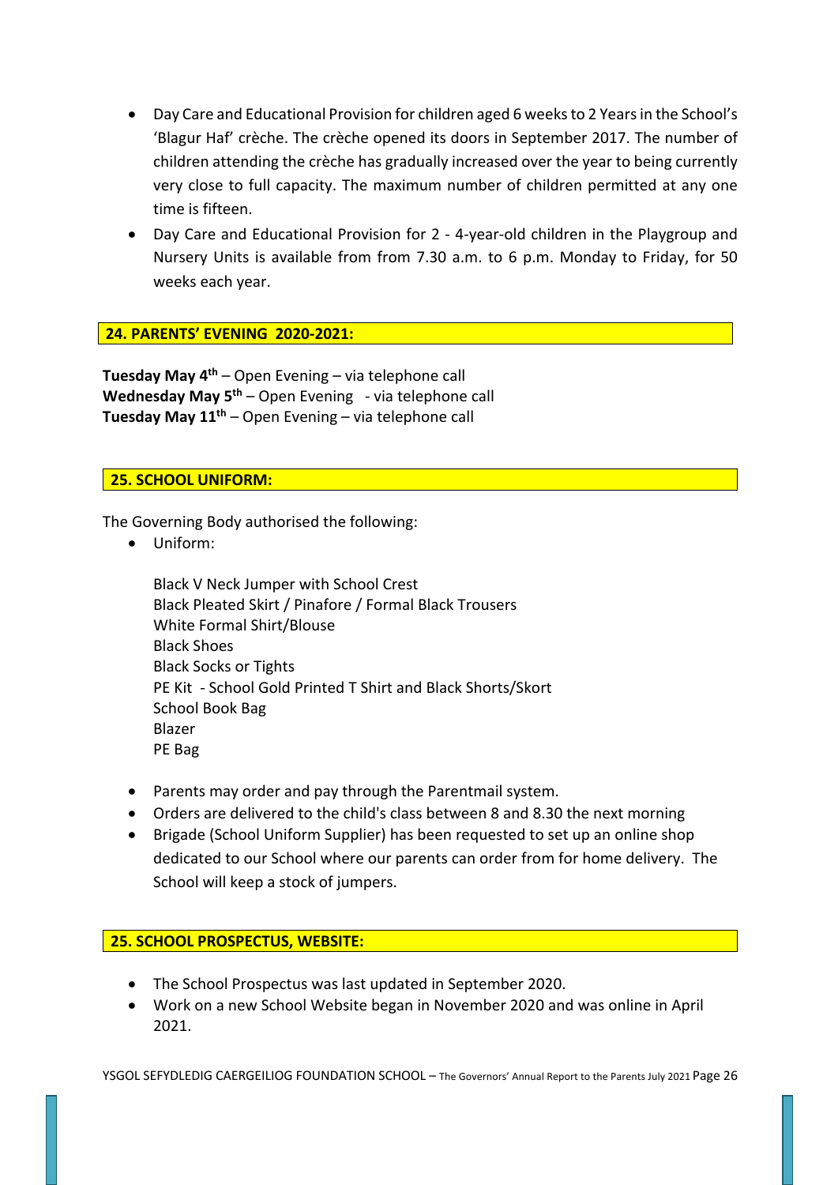- Day Care and Educational Provision for children aged 6 weeks to 2 Years in the School's 'Blagur Haf' crèche. The crèche opened its doors in September 2017. The number of children attending the crèche has gradually increased over the year to being currently very close to full capacity. The maximum number of children permitted at any one time is fifteen.
- Day Care and Educational Provision for 2 - 4-year-old children in the Playgroup and Nursery Units is available from from 7.30 a.m. to 6 p.m. Monday to Friday, for 50 weeks each year.

## 24. PARENTS' EVENING 2020-2021:

**Tuesday May 4th** – Open Evening – via telephone call
**Wednesday May 5th** – Open Evening - via telephone call
**Tuesday May 11th** – Open Evening – via telephone call

## 25. SCHOOL UNIFORM:

The Governing Body authorised the following:

- Uniform:

  Black V Neck Jumper with School Crest
  Black Pleated Skirt / Pinafore / Formal Black Trousers
  White Formal Shirt/Blouse
  Black Shoes
  Black Socks or Tights
  PE Kit - School Gold Printed T Shirt and Black Shorts/Skort
  School Book Bag
  Blazer
  PE Bag

- Parents may order and pay through the Parentmail system.
- Orders are delivered to the child's class between 8 and 8.30 the next morning
- Brigade (School Uniform Supplier) has been requested to set up an online shop dedicated to our School where our parents can order from for home delivery. The School will keep a stock of jumpers.

## 25. SCHOOL PROSPECTUS, WEBSITE:

- The School Prospectus was last updated in September 2020.
- Work on a new School Website began in November 2020 and was online in April 2021.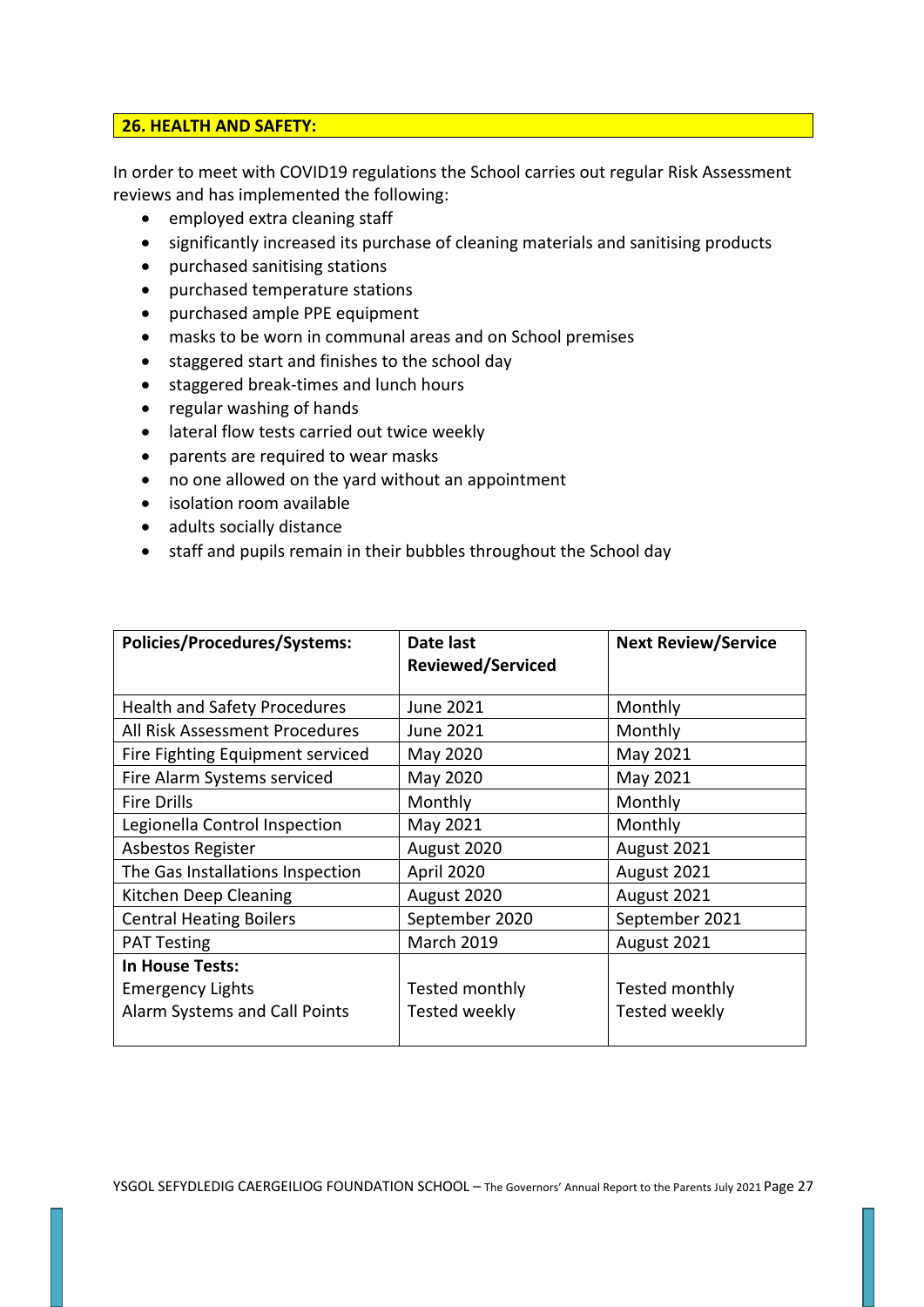## 26. HEALTH AND SAFETY:

In order to meet with COVID19 regulations the School carries out regular Risk Assessment reviews and has implemented the following:

- employed extra cleaning staff
- significantly increased its purchase of cleaning materials and sanitising products
- purchased sanitising stations
- purchased temperature stations
- purchased ample PPE equipment
- masks to be worn in communal areas and on School premises
- staggered start and finishes to the school day
- staggered break-times and lunch hours
- regular washing of hands
- lateral flow tests carried out twice weekly
- parents are required to wear masks
- no one allowed on the yard without an appointment
- isolation room available
- adults socially distance
- staff and pupils remain in their bubbles throughout the School day

| Policies/Procedures/Systems: | Date last Reviewed/Serviced | Next Review/Service |
|---|---|---|
| Health and Safety Procedures | June 2021 | Monthly |
| All Risk Assessment Procedures | June 2021 | Monthly |
| Fire Fighting Equipment serviced | May 2020 | May 2021 |
| Fire Alarm Systems serviced | May 2020 | May 2021 |
| Fire Drills | Monthly | Monthly |
| Legionella Control Inspection | May 2021 | Monthly |
| Asbestos Register | August 2020 | August 2021 |
| The Gas Installations Inspection | April 2020 | August 2021 |
| Kitchen Deep Cleaning | August 2020 | August 2021 |
| Central Heating Boilers | September 2020 | September 2021 |
| PAT Testing | March 2019 | August 2021 |
| **In House Tests:** | | |
| Emergency Lights | Tested monthly | Tested monthly |
| Alarm Systems and Call Points | Tested weekly | Tested weekly |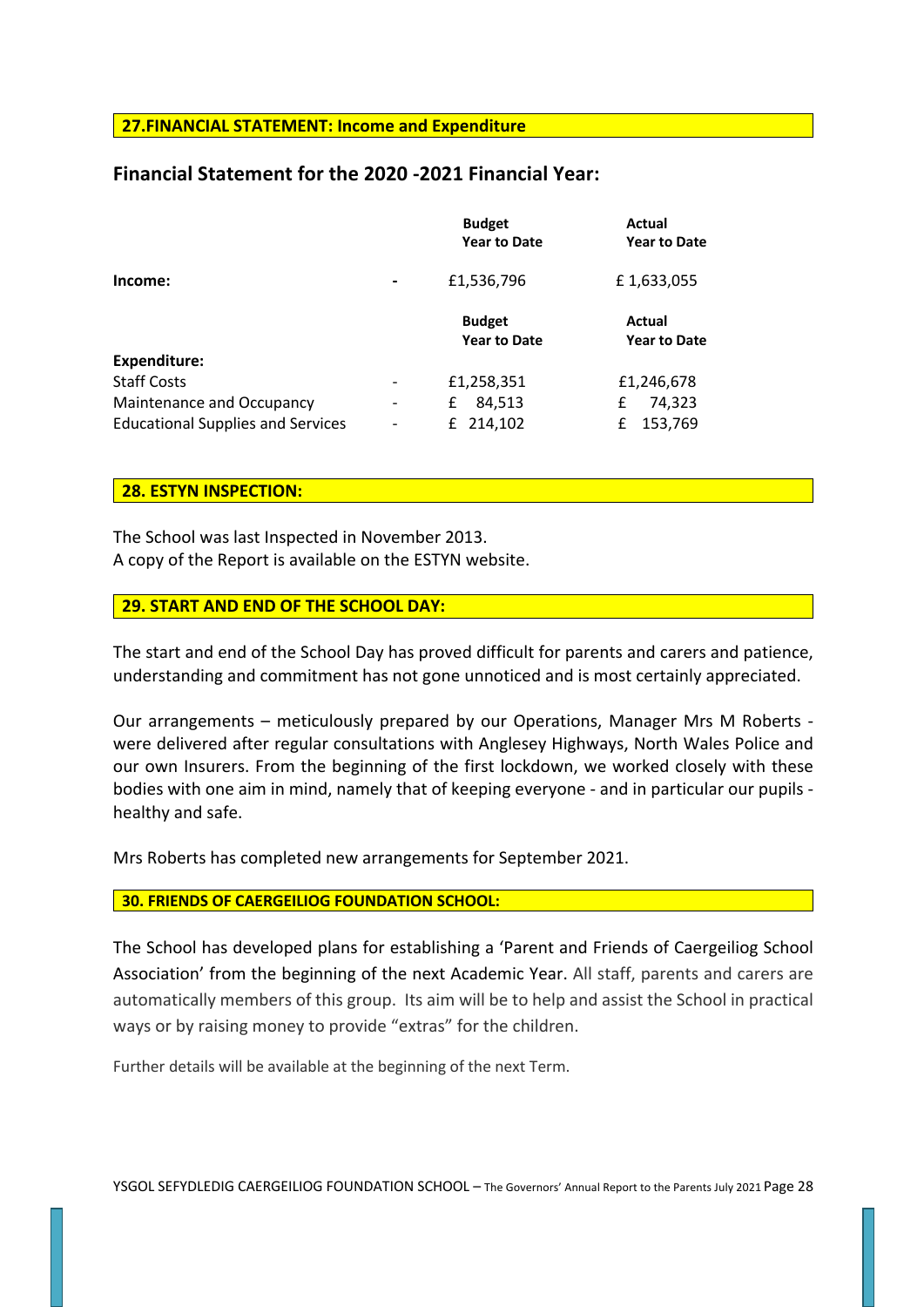## 27.FINANCIAL STATEMENT: Income and Expenditure

### Financial Statement for the 2020 -2021 Financial Year:

| | | Budget Year to Date | Actual Year to Date |
|---|---|---|---|
| **Income:** | - | £1,536,796 | £ 1,633,055 |
| | | **Budget Year to Date** | **Actual Year to Date** |
| **Expenditure:** | | | |
| Staff Costs | - | £1,258,351 | £1,246,678 |
| Maintenance and Occupancy | - | £ 84,513 | £ 74,323 |
| Educational Supplies and Services | - | £ 214,102 | £ 153,769 |

## 28. ESTYN INSPECTION:

The School was last Inspected in November 2013.
A copy of the Report is available on the ESTYN website.

## 29. START AND END OF THE SCHOOL DAY:

The start and end of the School Day has proved difficult for parents and carers and patience, understanding and commitment has not gone unnoticed and is most certainly appreciated.

Our arrangements – meticulously prepared by our Operations, Manager Mrs M Roberts - were delivered after regular consultations with Anglesey Highways, North Wales Police and our own Insurers. From the beginning of the first lockdown, we worked closely with these bodies with one aim in mind, namely that of keeping everyone - and in particular our pupils - healthy and safe.

Mrs Roberts has completed new arrangements for September 2021.

## 30. FRIENDS OF CAERGEILIOG FOUNDATION SCHOOL:

The School has developed plans for establishing a 'Parent and Friends of Caergeiliog School Association' from the beginning of the next Academic Year. All staff, parents and carers are automatically members of this group. Its aim will be to help and assist the School in practical ways or by raising money to provide "extras" for the children.

Further details will be available at the beginning of the next Term.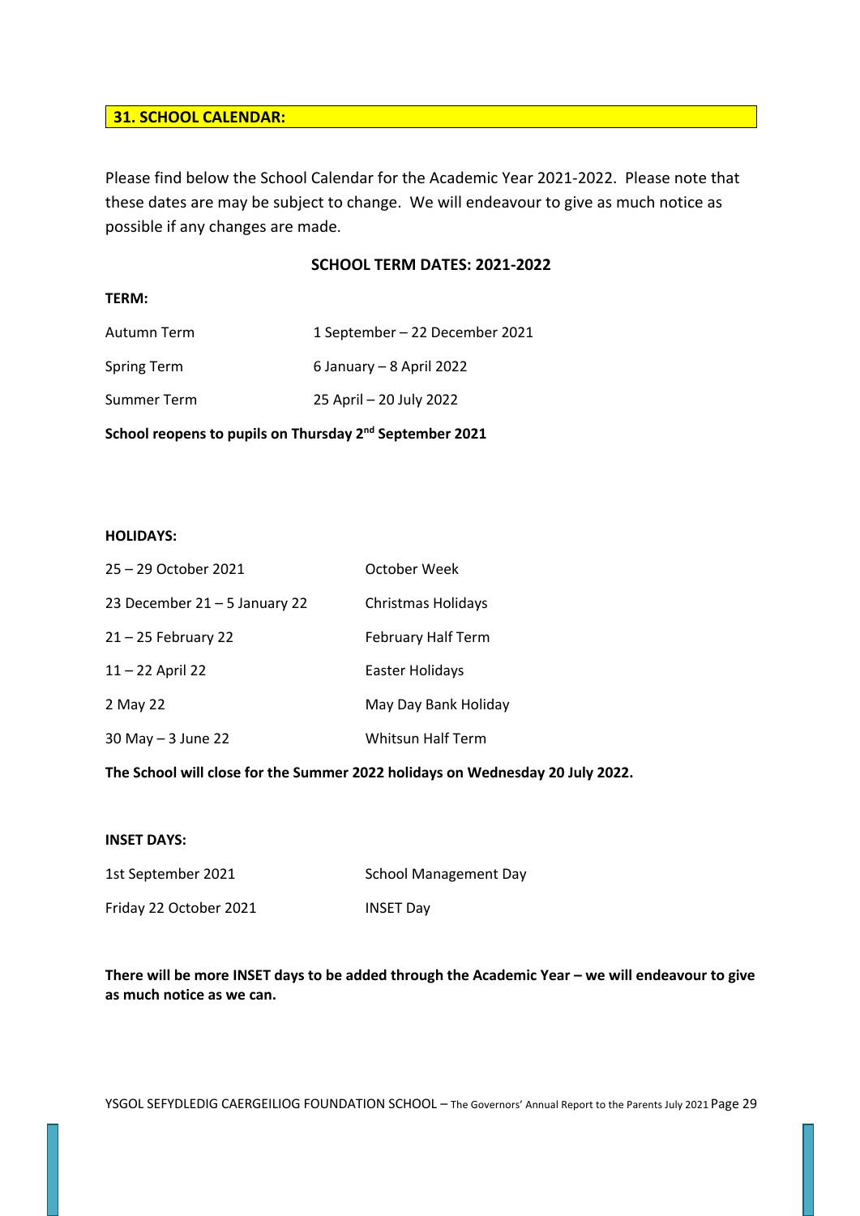## 31. SCHOOL CALENDAR:

Please find below the School Calendar for the Academic Year 2021-2022. Please note that these dates are may be subject to change. We will endeavour to give as much notice as possible if any changes are made.

### SCHOOL TERM DATES: 2021-2022

**TERM:**

| | |
|---|---|
| Autumn Term | 1 September – 22 December 2021 |
| Spring Term | 6 January – 8 April 2022 |
| Summer Term | 25 April – 20 July 2022 |

**School reopens to pupils on Thursday 2nd September 2021**

**HOLIDAYS:**

| | |
|---|---|
| 25 – 29 October 2021 | October Week |
| 23 December 21 – 5 January 22 | Christmas Holidays |
| 21 – 25 February 22 | February Half Term |
| 11 – 22 April 22 | Easter Holidays |
| 2 May 22 | May Day Bank Holiday |
| 30 May – 3 June 22 | Whitsun Half Term |

**The School will close for the Summer 2022 holidays on Wednesday 20 July 2022.**

**INSET DAYS:**

| | |
|---|---|
| 1st September 2021 | School Management Day |
| Friday 22 October 2021 | INSET Day |

**There will be more INSET days to be added through the Academic Year – we will endeavour to give as much notice as we can.**